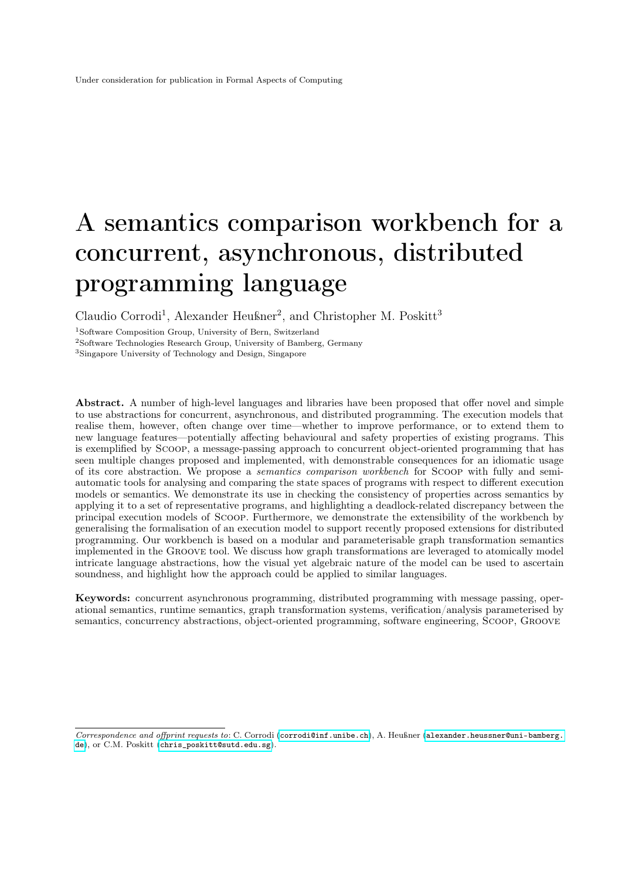Under consideration for publication in Formal Aspects of Computing

# A semantics comparison workbench for a concurrent, asynchronous, distributed programming language

Claudio Corrodi[1], Alexander Heußner[2], and Christopher M. Poskitt[3]

[1]Software Composition Group, University of Bern, Switzerland

[2]Software Technologies Research Group, University of Bamberg, Germany

[3]Singapore University of Technology and Design, Singapore

**Abstract.** A number of high-level languages and libraries have been proposed that offer novel and simple to use abstractions for concurrent, asynchronous, and distributed programming. The execution models that realise them, however, often change over time—whether to improve performance, or to extend them to new language features—potentially affecting behavioural and safety properties of existing programs. This is exemplified by Scoop, a message-passing approach to concurrent object-oriented programming that has seen multiple changes proposed and implemented, with demonstrable consequences for an idiomatic usage of its core abstraction. We propose a *semantics comparison workbench* for Scoop with fully and semi-automatic tools for analysing and comparing the state spaces of programs with respect to different execution models or semantics. We demonstrate its use in checking the consistency of properties across semantics by applying it to a set of representative programs, and highlighting a deadlock-related discrepancy between the principal execution models of Scoop. Furthermore, we demonstrate the extensibility of the workbench by generalising the formalisation of an execution model to support recently proposed extensions for distributed programming. Our workbench is based on a modular and parameterisable graph transformation semantics implemented in the Groove tool. We discuss how graph transformations are leveraged to atomically model intricate language abstractions, how the visual yet algebraic nature of the model can be used to ascertain soundness, and highlight how the approach could be applied to similar languages.

**Keywords:** concurrent asynchronous programming, distributed programming with message passing, operational semantics, runtime semantics, graph transformation systems, verification/analysis parameterised by semantics, concurrency abstractions, object-oriented programming, software engineering, Scoop, Groove

*Correspondence and offprint requests to*: C. Corrodi (corrodi@inf.unibe.ch), A. Heußner (alexander.heussner@uni-bamberg.de), or C.M. Poskitt (chris_poskitt@sutd.edu.sg).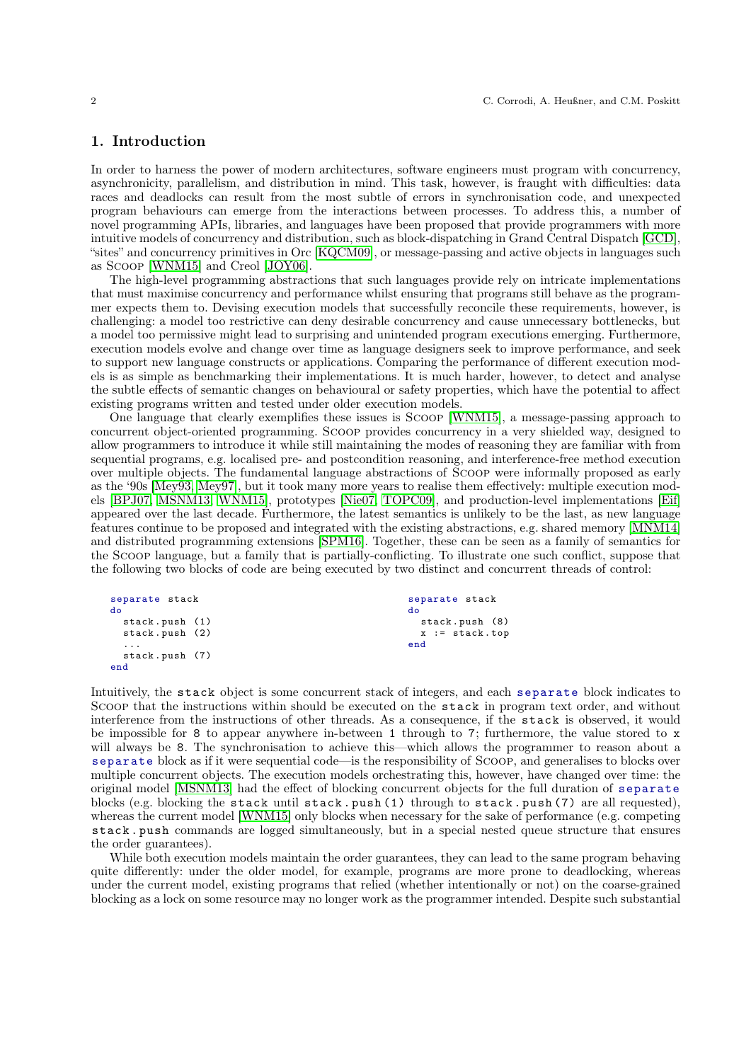## 1. Introduction

In order to harness the power of modern architectures, software engineers must program with concurrency, asynchronicity, parallelism, and distribution in mind. This task, however, is fraught with difficulties: data races and deadlocks can result from the most subtle of errors in synchronisation code, and unexpected program behaviours can emerge from the interactions between processes. To address this, a number of novel programming APIs, libraries, and languages have been proposed that provide programmers with more intuitive models of concurrency and distribution, such as block-dispatching in Grand Central Dispatch [GCD], "sites" and concurrency primitives in Orc [KQCM09], or message-passing and active objects in languages such as Scoop [WNM15] and Creol [JOY06].

The high-level programming abstractions that such languages provide rely on intricate implementations that must maximise concurrency and performance whilst ensuring that programs still behave as the programmer expects them to. Devising execution models that successfully reconcile these requirements, however, is challenging: a model too restrictive can deny desirable concurrency and cause unnecessary bottlenecks, but a model too permissive might lead to surprising and unintended program executions emerging. Furthermore, execution models evolve and change over time as language designers seek to improve performance, and seek to support new language constructs or applications. Comparing the performance of different execution models is as simple as benchmarking their implementations. It is much harder, however, to detect and analyse the subtle effects of semantic changes on behavioural or safety properties, which have the potential to affect existing programs written and tested under older execution models.

One language that clearly exemplifies these issues is Scoop [WNM15], a message-passing approach to concurrent object-oriented programming. Scoop provides concurrency in a very shielded way, designed to allow programmers to introduce it while still maintaining the modes of reasoning they are familiar with from sequential programs, e.g. localised pre- and postcondition reasoning, and interference-free method execution over multiple objects. The fundamental language abstractions of Scoop were informally proposed as early as the '90s [Mey93, Mey97], but it took many more years to realise them effectively: multiple execution models [BPJ07, MSNM13, WNM15], prototypes [Nie07, TOPC09], and production-level implementations [Eif] appeared over the last decade. Furthermore, the latest semantics is unlikely to be the last, as new language features continue to be proposed and integrated with the existing abstractions, e.g. shared memory [MNM14] and distributed programming extensions [SPM16]. Together, these can be seen as a family of semantics for the Scoop language, but a family that is partially-conflicting. To illustrate one such conflict, suppose that the following two blocks of code are being executed by two distinct and concurrent threads of control:

```
separate stack
do
  stack.push (1)
  stack.push (2)
  ...
  stack.push (7)
end
```

```
separate stack
do
  stack.push (8)
  x := stack.top
end
```

Intuitively, the `stack` object is some concurrent stack of integers, and each `separate` block indicates to Scoop that the instructions within should be executed on the `stack` in program text order, and without interference from the instructions of other threads. As a consequence, if the `stack` is observed, it would be impossible for `8` to appear anywhere in-between `1` through to `7`; furthermore, the value stored to `x` will always be `8`. The synchronisation to achieve this—which allows the programmer to reason about a `separate` block as if it were sequential code—is the responsibility of Scoop, and generalises to blocks over multiple concurrent objects. The execution models orchestrating this, however, have changed over time: the original model [MSNM13] had the effect of blocking concurrent objects for the full duration of `separate` blocks (e.g. blocking the `stack` until `stack.push(1)` through to `stack.push(7)` are all requested), whereas the current model [WNM15] only blocks when necessary for the sake of performance (e.g. competing `stack.push` commands are logged simultaneously, but in a special nested queue structure that ensures the order guarantees).

While both execution models maintain the order guarantees, they can lead to the same program behaving quite differently: under the older model, for example, programs are more prone to deadlocking, whereas under the current model, existing programs that relied (whether intentionally or not) on the coarse-grained blocking as a lock on some resource may no longer work as the programmer intended. Despite such substantial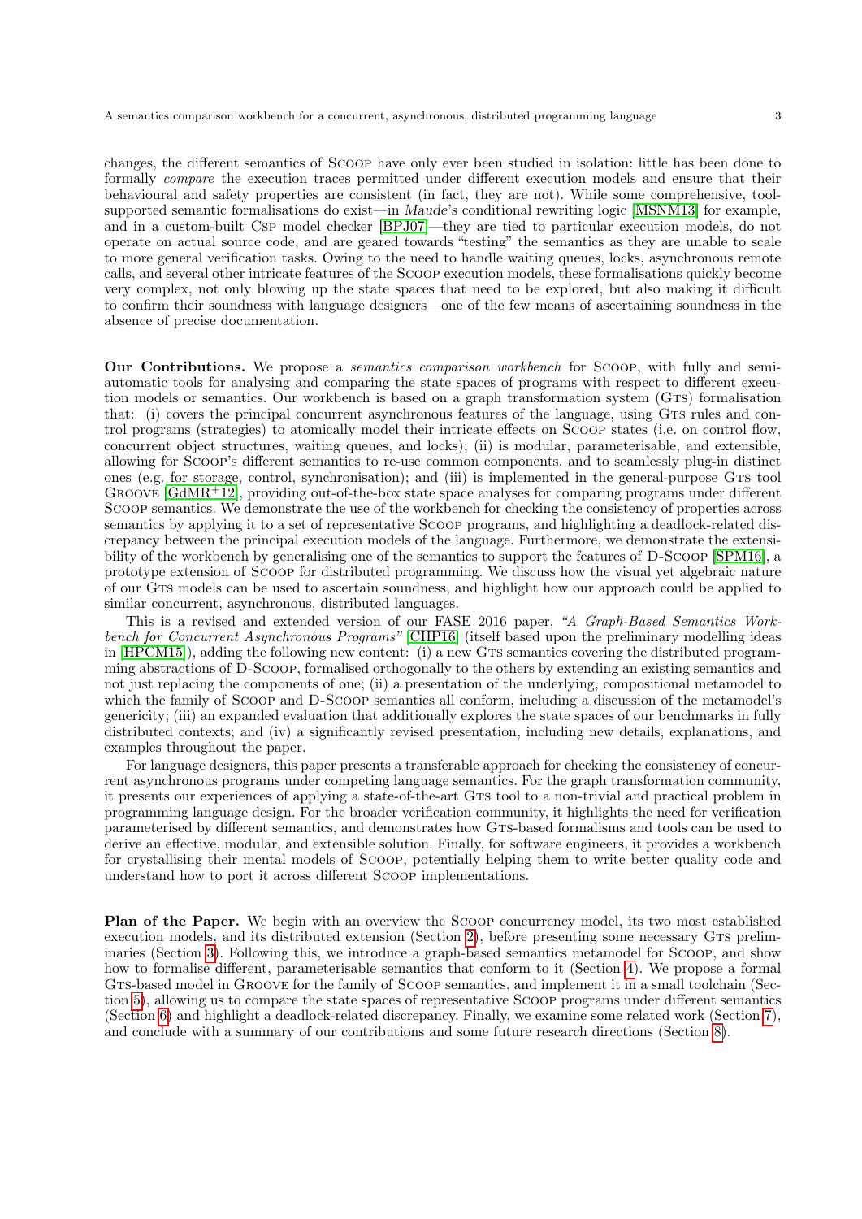changes, the different semantics of SCOOP have only ever been studied in isolation: little has been done to formally *compare* the execution traces permitted under different execution models and ensure that their behavioural and safety properties are consistent (in fact, they are not). While some comprehensive, tool-supported semantic formalisations do exist—in *Maude*'s conditional rewriting logic [MSNM13] for example, and in a custom-built CSP model checker [BPJ07]—they are tied to particular execution models, do not operate on actual source code, and are geared towards "testing" the semantics as they are unable to scale to more general verification tasks. Owing to the need to handle waiting queues, locks, asynchronous remote calls, and several other intricate features of the SCOOP execution models, these formalisations quickly become very complex, not only blowing up the state spaces that need to be explored, but also making it difficult to confirm their soundness with language designers—one of the few means of ascertaining soundness in the absence of precise documentation.

**Our Contributions.** We propose a *semantics comparison workbench* for SCOOP, with fully and semi-automatic tools for analysing and comparing the state spaces of programs with respect to different execution models or semantics. Our workbench is based on a graph transformation system (GTS) formalisation that: (i) covers the principal concurrent asynchronous features of the language, using GTS rules and control programs (strategies) to atomically model their intricate effects on SCOOP states (i.e. on control flow, concurrent object structures, waiting queues, and locks); (ii) is modular, parameterisable, and extensible, allowing for SCOOP's different semantics to re-use common components, and to seamlessly plug-in distinct ones (e.g. for storage, control, synchronisation); and (iii) is implemented in the general-purpose GTS tool GROOVE [GdMR+12], providing out-of-the-box state space analyses for comparing programs under different SCOOP semantics. We demonstrate the use of the workbench for checking the consistency of properties across semantics by applying it to a set of representative SCOOP programs, and highlighting a deadlock-related discrepancy between the principal execution models of the language. Furthermore, we demonstrate the extensibility of the workbench by generalising one of the semantics to support the features of D-SCOOP [SPM16], a prototype extension of SCOOP for distributed programming. We discuss how the visual yet algebraic nature of our GTS models can be used to ascertain soundness, and highlight how our approach could be applied to similar concurrent, asynchronous, distributed languages.

This is a revised and extended version of our FASE 2016 paper, *"A Graph-Based Semantics Workbench for Concurrent Asynchronous Programs"* [CHP16] (itself based upon the preliminary modelling ideas in [HPCM15]), adding the following new content: (i) a new GTS semantics covering the distributed programming abstractions of D-SCOOP, formalised orthogonally to the others by extending an existing semantics and not just replacing the components of one; (ii) a presentation of the underlying, compositional metamodel to which the family of SCOOP and D-SCOOP semantics all conform, including a discussion of the metamodel's genericity; (iii) an expanded evaluation that additionally explores the state spaces of our benchmarks in fully distributed contexts; and (iv) a significantly revised presentation, including new details, explanations, and examples throughout the paper.

For language designers, this paper presents a transferable approach for checking the consistency of concurrent asynchronous programs under competing language semantics. For the graph transformation community, it presents our experiences of applying a state-of-the-art GTS tool to a non-trivial and practical problem in programming language design. For the broader verification community, it highlights the need for verification parameterised by different semantics, and demonstrates how GTS-based formalisms and tools can be used to derive an effective, modular, and extensible solution. Finally, for software engineers, it provides a workbench for crystallising their mental models of SCOOP, potentially helping them to write better quality code and understand how to port it across different SCOOP implementations.

**Plan of the Paper.** We begin with an overview the SCOOP concurrency model, its two most established execution models, and its distributed extension (Section 2), before presenting some necessary GTS preliminaries (Section 3). Following this, we introduce a graph-based semantics metamodel for SCOOP, and show how to formalise different, parameterisable semantics that conform to it (Section 4). We propose a formal GTS-based model in GROOVE for the family of SCOOP semantics, and implement it in a small toolchain (Section 5), allowing us to compare the state spaces of representative SCOOP programs under different semantics (Section 6) and highlight a deadlock-related discrepancy. Finally, we examine some related work (Section 7), and conclude with a summary of our contributions and some future research directions (Section 8).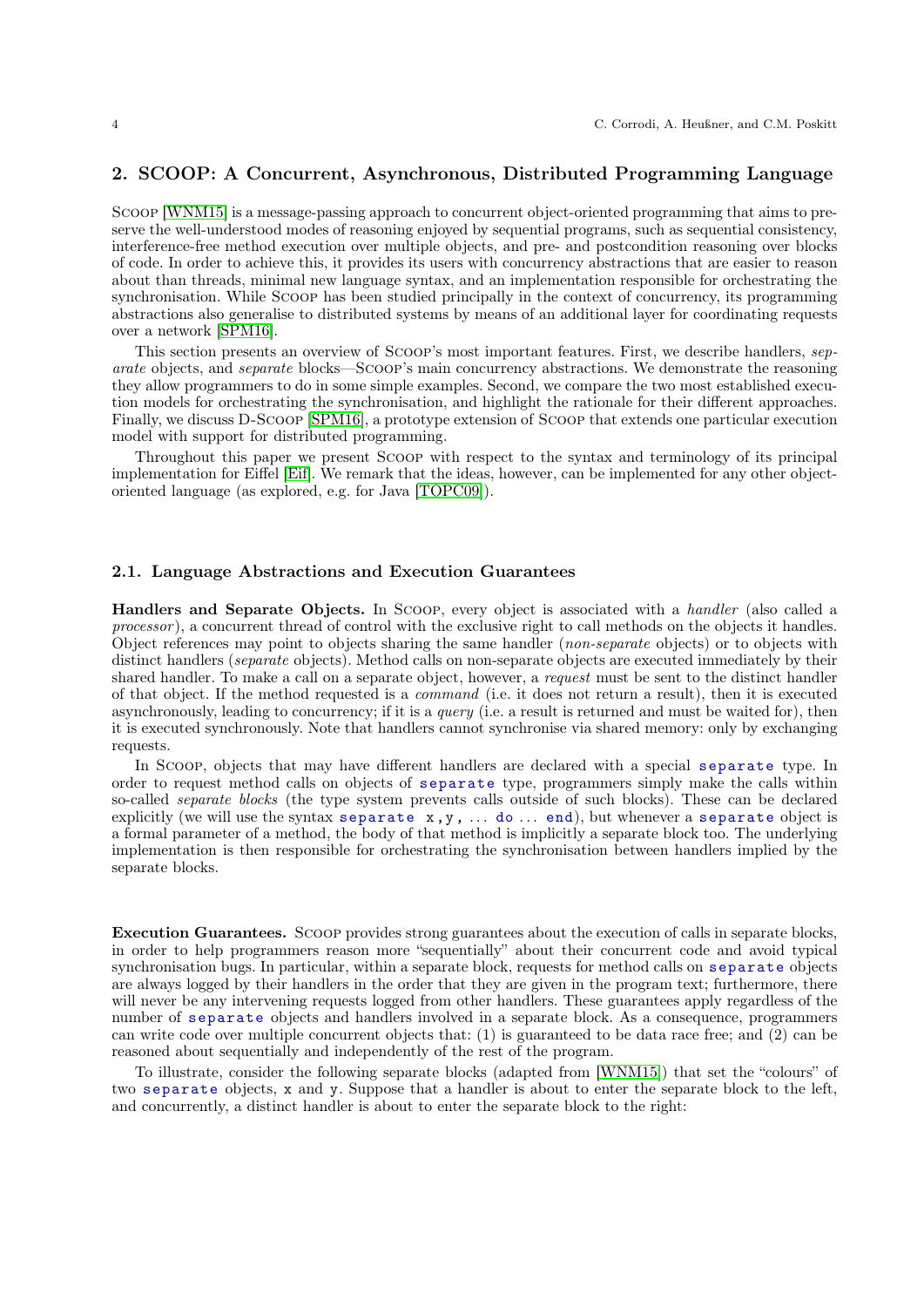## 2. SCOOP: A Concurrent, Asynchronous, Distributed Programming Language

SCOOP [WNM15] is a message-passing approach to concurrent object-oriented programming that aims to preserve the well-understood modes of reasoning enjoyed by sequential programs, such as sequential consistency, interference-free method execution over multiple objects, and pre- and postcondition reasoning over blocks of code. In order to achieve this, it provides its users with concurrency abstractions that are easier to reason about than threads, minimal new language syntax, and an implementation responsible for orchestrating the synchronisation. While SCOOP has been studied principally in the context of concurrency, its programming abstractions also generalise to distributed systems by means of an additional layer for coordinating requests over a network [SPM16].

This section presents an overview of SCOOP's most important features. First, we describe handlers, *separate* objects, and *separate* blocks—SCOOP's main concurrency abstractions. We demonstrate the reasoning they allow programmers to do in some simple examples. Second, we compare the two most established execution models for orchestrating the synchronisation, and highlight the rationale for their different approaches. Finally, we discuss D-SCOOP [SPM16], a prototype extension of SCOOP that extends one particular execution model with support for distributed programming.

Throughout this paper we present SCOOP with respect to the syntax and terminology of its principal implementation for Eiffel [Eif]. We remark that the ideas, however, can be implemented for any other object-oriented language (as explored, e.g. for Java [TOPC09]).

### 2.1. Language Abstractions and Execution Guarantees

**Handlers and Separate Objects.** In SCOOP, every object is associated with a *handler* (also called a *processor*), a concurrent thread of control with the exclusive right to call methods on the objects it handles. Object references may point to objects sharing the same handler (*non-separate* objects) or to objects with distinct handlers (*separate* objects). Method calls on non-separate objects are executed immediately by their shared handler. To make a call on a separate object, however, a *request* must be sent to the distinct handler of that object. If the method requested is a *command* (i.e. it does not return a result), then it is executed asynchronously, leading to concurrency; if it is a *query* (i.e. a result is returned and must be waited for), then it is executed synchronously. Note that handlers cannot synchronise via shared memory: only by exchanging requests.

In SCOOP, objects that may have different handlers are declared with a special `separate` type. In order to request method calls on objects of `separate` type, programmers simply make the calls within so-called *separate blocks* (the type system prevents calls outside of such blocks). These can be declared explicitly (we will use the syntax `separate x,y, ... do ... end`), but whenever a `separate` object is a formal parameter of a method, the body of that method is implicitly a separate block too. The underlying implementation is then responsible for orchestrating the synchronisation between handlers implied by the separate blocks.

**Execution Guarantees.** SCOOP provides strong guarantees about the execution of calls in separate blocks, in order to help programmers reason more "sequentially" about their concurrent code and avoid typical synchronisation bugs. In particular, within a separate block, requests for method calls on `separate` objects are always logged by their handlers in the order that they are given in the program text; furthermore, there will never be any intervening requests logged from other handlers. These guarantees apply regardless of the number of `separate` objects and handlers involved in a separate block. As a consequence, programmers can write code over multiple concurrent objects that: (1) is guaranteed to be data race free; and (2) can be reasoned about sequentially and independently of the rest of the program.

To illustrate, consider the following separate blocks (adapted from [WNM15]) that set the "colours" of two `separate` objects, `x` and `y`. Suppose that a handler is about to enter the separate block to the left, and concurrently, a distinct handler is about to enter the separate block to the right: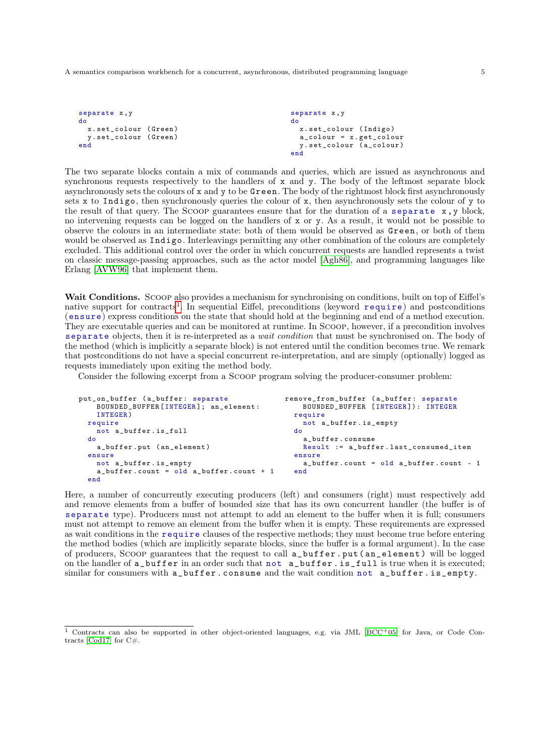```
separate x,y
do
  x.set_colour (Green)
  y.set_colour (Green)
end
```

```
separate x,y
do
  x.set_colour (Indigo)
  a_colour = x.get_colour
  y.set_colour (a_colour)
end
```

The two separate blocks contain a mix of commands and queries, which are issued as asynchronous and synchronous requests respectively to the handlers of x and y. The body of the leftmost separate block asynchronously sets the colours of x and y to be Green. The body of the rightmost block first asynchronously sets x to Indigo, then synchronously queries the colour of x, then asynchronously sets the colour of y to the result of that query. The SCOOP guarantees ensure that for the duration of a `separate x,y` block, no intervening requests can be logged on the handlers of x or y. As a result, it would not be possible to observe the colours in an intermediate state: both of them would be observed as Green, or both of them would be observed as Indigo. Interleavings permitting any other combination of the colours are completely excluded. This additional control over the order in which concurrent requests are handled represents a twist on classic message-passing approaches, such as the actor model [Agh86], and programming languages like Erlang [AVW96] that implement them.

**Wait Conditions.** SCOOP also provides a mechanism for synchronising on conditions, built on top of Eiffel's native support for contracts[1]. In sequential Eiffel, preconditions (keyword `require`) and postconditions (`ensure`) express conditions on the state that should hold at the beginning and end of a method execution. They are executable queries and can be monitored at runtime. In SCOOP, however, if a precondition involves `separate` objects, then it is re-interpreted as a *wait condition* that must be synchronised on. The body of the method (which is implicitly a separate block) is not entered until the condition becomes true. We remark that postconditions do not have a special concurrent re-interpretation, and are simply (optionally) logged as requests immediately upon exiting the method body.

Consider the following excerpt from a SCOOP program solving the producer-consumer problem:

```
put_on_buffer (a_buffer: separate
    BOUNDED_BUFFER[INTEGER]; an_element:
    INTEGER)
  require
    not a_buffer.is_full
  do
    a_buffer.put (an_element)
  ensure
    not a_buffer.is_empty
    a_buffer.count = old a_buffer.count + 1
  end
```

```
remove_from_buffer (a_buffer: separate
    BOUNDED_BUFFER [INTEGER]): INTEGER
  require
    not a_buffer.is_empty
  do
    a_buffer.consume
    Result := a_buffer.last_consumed_item
  ensure
    a_buffer.count = old a_buffer.count - 1
  end
```

Here, a number of concurrently executing producers (left) and consumers (right) must respectively add and remove elements from a buffer of bounded size that has its own concurrent handler (the buffer is of `separate` type). Producers must not attempt to add an element to the buffer when it is full; consumers must not attempt to remove an element from the buffer when it is empty. These requirements are expressed as wait conditions in the `require` clauses of the respective methods; they must become true before entering the method bodies (which are implicitly separate blocks, since the buffer is a formal argument). In the case of producers, SCOOP guarantees that the request to call `a_buffer.put(an_element)` will be logged on the handler of `a_buffer` in an order such that `not a_buffer.is_full` is true when it is executed; similar for consumers with `a_buffer.consume` and the wait condition `not a_buffer.is_empty`.

---

[1] Contracts can also be supported in other object-oriented languages, e.g. via JML [BCC+05] for Java, or Code Contracts [Cod17] for C#.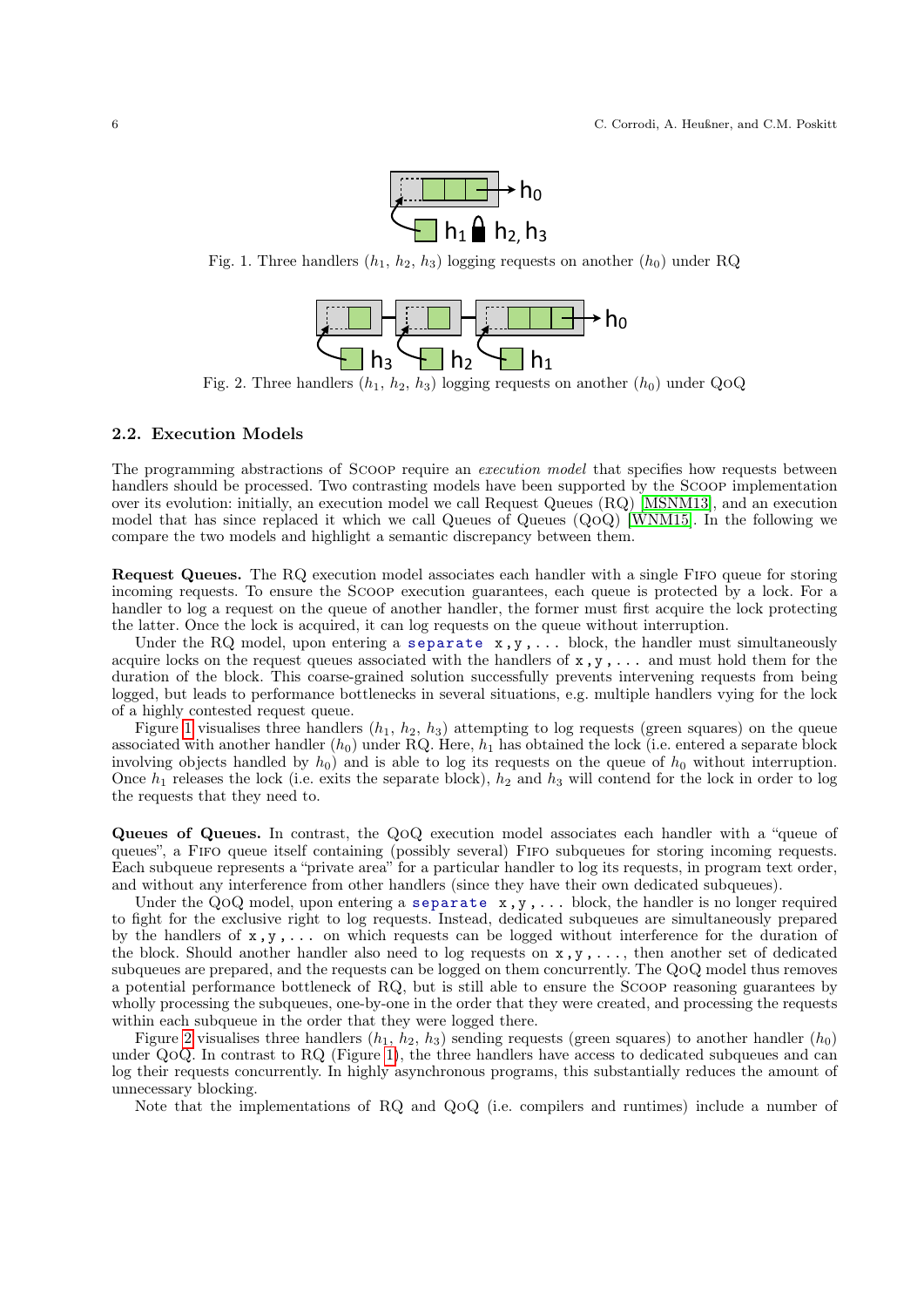Fig. 1. Three handlers ($h_1$, $h_2$, $h_3$) logging requests on another ($h_0$) under RQ

Fig. 2. Three handlers ($h_1$, $h_2$, $h_3$) logging requests on another ($h_0$) under QoQ

### 2.2. Execution Models

The programming abstractions of SCOOP require an *execution model* that specifies how requests between handlers should be processed. Two contrasting models have been supported by the SCOOP implementation over its evolution: initially, an execution model we call Request Queues (RQ) [MSNM13], and an execution model that has since replaced it which we call Queues of Queues (QoQ) [WNM15]. In the following we compare the two models and highlight a semantic discrepancy between them.

**Request Queues.** The RQ execution model associates each handler with a single FIFO queue for storing incoming requests. To ensure the SCOOP execution guarantees, each queue is protected by a lock. For a handler to log a request on the queue of another handler, the former must first acquire the lock protecting the latter. Once the lock is acquired, it can log requests on the queue without interruption.

Under the RQ model, upon entering a `separate x,y,...` block, the handler must simultaneously acquire locks on the request queues associated with the handlers of `x,y,...` and must hold them for the duration of the block. This coarse-grained solution successfully prevents intervening requests from being logged, but leads to performance bottlenecks in several situations, e.g. multiple handlers vying for the lock of a highly contested request queue.

Figure 1 visualises three handlers ($h_1$, $h_2$, $h_3$) attempting to log requests (green squares) on the queue associated with another handler ($h_0$) under RQ. Here, $h_1$ has obtained the lock (i.e. entered a separate block involving objects handled by $h_0$) and is able to log its requests on the queue of $h_0$ without interruption. Once $h_1$ releases the lock (i.e. exits the separate block), $h_2$ and $h_3$ will contend for the lock in order to log the requests that they need to.

**Queues of Queues.** In contrast, the QoQ execution model associates each handler with a "queue of queues", a FIFO queue itself containing (possibly several) FIFO subqueues for storing incoming requests. Each subqueue represents a "private area" for a particular handler to log its requests, in program text order, and without any interference from other handlers (since they have their own dedicated subqueues).

Under the QoQ model, upon entering a `separate x,y,...` block, the handler is no longer required to fight for the exclusive right to log requests. Instead, dedicated subqueues are simultaneously prepared by the handlers of `x,y,...` on which requests can be logged without interference for the duration of the block. Should another handler also need to log requests on `x,y,...`, then another set of dedicated subqueues are prepared, and the requests can be logged on them concurrently. The QoQ model thus removes a potential performance bottleneck of RQ, but is still able to ensure the SCOOP reasoning guarantees by wholly processing the subqueues, one-by-one in the order that they were created, and processing the requests within each subqueue in the order that they were logged there.

Figure 2 visualises three handlers ($h_1$, $h_2$, $h_3$) sending requests (green squares) to another handler ($h_0$) under QoQ. In contrast to RQ (Figure 1), the three handlers have access to dedicated subqueues and can log their requests concurrently. In highly asynchronous programs, this substantially reduces the amount of unnecessary blocking.

Note that the implementations of RQ and QoQ (i.e. compilers and runtimes) include a number of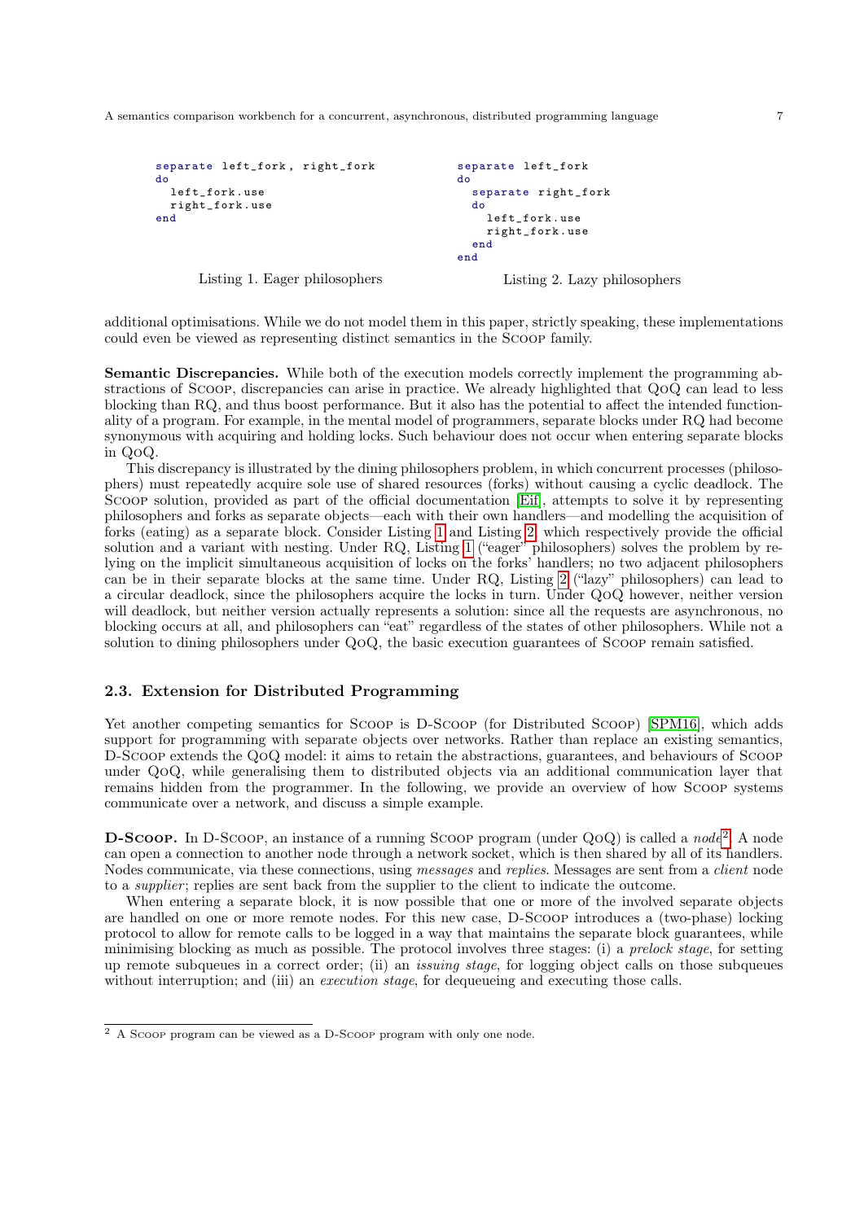```
separate left_fork, right_fork
do
  left_fork.use
  right_fork.use
end
```

Listing 1. Eager philosophers

```
separate left_fork
do
  separate right_fork
  do
    left_fork.use
    right_fork.use
  end
end
```

Listing 2. Lazy philosophers

additional optimisations. While we do not model them in this paper, strictly speaking, these implementations could even be viewed as representing distinct semantics in the SCOOP family.

**Semantic Discrepancies.** While both of the execution models correctly implement the programming abstractions of SCOOP, discrepancies can arise in practice. We already highlighted that QOQ can lead to less blocking than RQ, and thus boost performance. But it also has the potential to affect the intended functionality of a program. For example, in the mental model of programmers, separate blocks under RQ had become synonymous with acquiring and holding locks. Such behaviour does not occur when entering separate blocks in QOQ.

This discrepancy is illustrated by the dining philosophers problem, in which concurrent processes (philosophers) must repeatedly acquire sole use of shared resources (forks) without causing a cyclic deadlock. The SCOOP solution, provided as part of the official documentation [Eif], attempts to solve it by representing philosophers and forks as separate objects—each with their own handlers—and modelling the acquisition of forks (eating) as a separate block. Consider Listing 1 and Listing 2, which respectively provide the official solution and a variant with nesting. Under RQ, Listing 1 ("eager" philosophers) solves the problem by relying on the implicit simultaneous acquisition of locks on the forks' handlers; no two adjacent philosophers can be in their separate blocks at the same time. Under RQ, Listing 2 ("lazy" philosophers) can lead to a circular deadlock, since the philosophers acquire the locks in turn. Under QOQ however, neither version will deadlock, but neither version actually represents a solution: since all the requests are asynchronous, no blocking occurs at all, and philosophers can "eat" regardless of the states of other philosophers. While not a solution to dining philosophers under QOQ, the basic execution guarantees of SCOOP remain satisfied.

### 2.3. Extension for Distributed Programming

Yet another competing semantics for SCOOP is D-SCOOP (for Distributed SCOOP) [SPM16], which adds support for programming with separate objects over networks. Rather than replace an existing semantics, D-SCOOP extends the QOQ model: it aims to retain the abstractions, guarantees, and behaviours of SCOOP under QOQ, while generalising them to distributed objects via an additional communication layer that remains hidden from the programmer. In the following, we provide an overview of how SCOOP systems communicate over a network, and discuss a simple example.

**D-SCOOP.** In D-SCOOP, an instance of a running SCOOP program (under QOQ) is called a *node*[2]. A node can open a connection to another node through a network socket, which is then shared by all of its handlers. Nodes communicate, via these connections, using *messages* and *replies*. Messages are sent from a *client* node to a *supplier*; replies are sent back from the supplier to the client to indicate the outcome.

When entering a separate block, it is now possible that one or more of the involved separate objects are handled on one or more remote nodes. For this new case, D-SCOOP introduces a (two-phase) locking protocol to allow for remote calls to be logged in a way that maintains the separate block guarantees, while minimising blocking as much as possible. The protocol involves three stages: (i) a *prelock stage*, for setting up remote subqueues in a correct order; (ii) an *issuing stage*, for logging object calls on those subqueues without interruption; and (iii) an *execution stage*, for dequeueing and executing those calls.

[2] A SCOOP program can be viewed as a D-SCOOP program with only one node.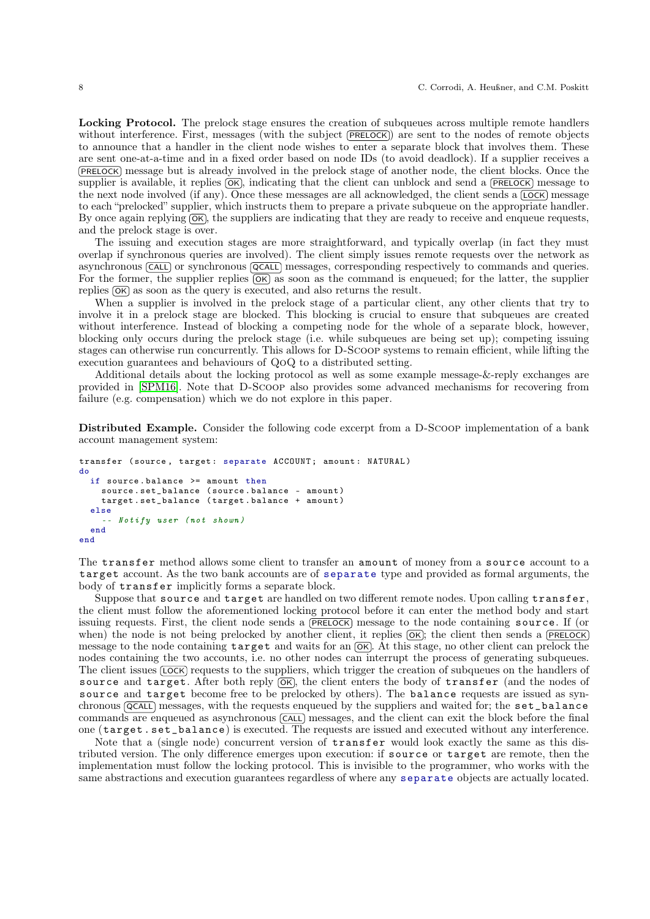**Locking Protocol.** The prelock stage ensures the creation of subqueues across multiple remote handlers without interference. First, messages (with the subject (PRELOCK)) are sent to the nodes of remote objects to announce that a handler in the client node wishes to enter a separate block that involves them. These are sent one-at-a-time and in a fixed order based on node IDs (to avoid deadlock). If a supplier receives a (PRELOCK) message but is already involved in the prelock stage of another node, the client blocks. Once the supplier is available, it replies (OK), indicating that the client can unblock and send a (PRELOCK) message to the next node involved (if any). Once these messages are all acknowledged, the client sends a (LOCK) message to each "prelocked" supplier, which instructs them to prepare a private subqueue on the appropriate handler. By once again replying (OK), the suppliers are indicating that they are ready to receive and enqueue requests, and the prelock stage is over.

The issuing and execution stages are more straightforward, and typically overlap (in fact they must overlap if synchronous queries are involved). The client simply issues remote requests over the network as asynchronous (CALL) or synchronous (QCALL) messages, corresponding respectively to commands and queries. For the former, the supplier replies (OK) as soon as the command is enqueued; for the latter, the supplier replies (OK) as soon as the query is executed, and also returns the result.

When a supplier is involved in the prelock stage of a particular client, any other clients that try to involve it in a prelock stage are blocked. This blocking is crucial to ensure that subqueues are created without interference. Instead of blocking a competing node for the whole of a separate block, however, blocking only occurs during the prelock stage (i.e. while subqueues are being set up); competing issuing stages can otherwise run concurrently. This allows for D-Scoop systems to remain efficient, while lifting the execution guarantees and behaviours of QoQ to a distributed setting.

Additional details about the locking protocol as well as some example message-&-reply exchanges are provided in [SPM16]. Note that D-Scoop also provides some advanced mechanisms for recovering from failure (e.g. compensation) which we do not explore in this paper.

**Distributed Example.** Consider the following code excerpt from a D-Scoop implementation of a bank account management system:

```
transfer (source, target: separate ACCOUNT; amount: NATURAL)
do
  if source.balance >= amount then
    source.set_balance (source.balance - amount)
    target.set_balance (target.balance + amount)
  else
    -- Notify user (not shown)
  end
end
```

The `transfer` method allows some client to transfer an `amount` of money from a `source` account to a `target` account. As the two bank accounts are of `separate` type and provided as formal arguments, the body of `transfer` implicitly forms a separate block.

Suppose that `source` and `target` are handled on two different remote nodes. Upon calling `transfer`, the client must follow the aforementioned locking protocol before it can enter the method body and start issuing requests. First, the client node sends a (PRELOCK) message to the node containing `source`. If (or when) the node is not being prelocked by another client, it replies (OK); the client then sends a (PRELOCK) message to the node containing `target` and waits for an (OK). At this stage, no other client can prelock the nodes containing the two accounts, i.e. no other nodes can interrupt the process of generating subqueues. The client issues (LOCK) requests to the suppliers, which trigger the creation of subqueues on the handlers of `source` and `target`. After both reply (OK), the client enters the body of `transfer` (and the nodes of `source` and `target` become free to be prelocked by others). The `balance` requests are issued as synchronous (QCALL) messages, with the requests enqueued by the suppliers and waited for; the `set_balance` commands are enqueued as asynchronous (CALL) messages, and the client can exit the block before the final one (`target.set_balance`) is executed. The requests are issued and executed without any interference.

Note that a (single node) concurrent version of `transfer` would look exactly the same as this distributed version. The only difference emerges upon execution: if `source` or `target` are remote, then the implementation must follow the locking protocol. This is invisible to the programmer, who works with the same abstractions and execution guarantees regardless of where any `separate` objects are actually located.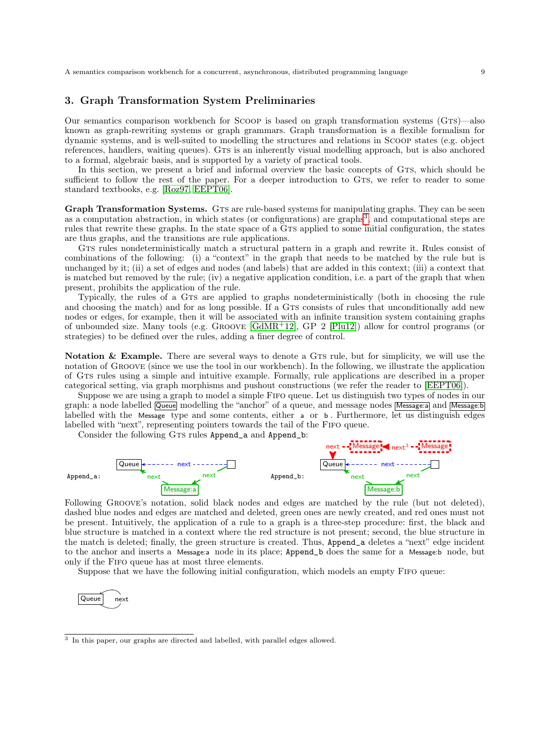## 3. Graph Transformation System Preliminaries

Our semantics comparison workbench for SCOOP is based on graph transformation systems (GTS)—also known as graph-rewriting systems or graph grammars. Graph transformation is a flexible formalism for dynamic systems, and is well-suited to modelling the structures and relations in SCOOP states (e.g. object references, handlers, waiting queues). GTS is an inherently visual modelling approach, but is also anchored to a formal, algebraic basis, and is supported by a variety of practical tools.

In this section, we present a brief and informal overview the basic concepts of GTS, which should be sufficient to follow the rest of the paper. For a deeper introduction to GTS, we refer to reader to some standard textbooks, e.g. [Roz97, EEPT06].

**Graph Transformation Systems.** GTS are rule-based systems for manipulating graphs. They can be seen as a computation abstraction, in which states (or configurations) are graphs[3], and computational steps are rules that rewrite these graphs. In the state space of a GTS applied to some initial configuration, the states are thus graphs, and the transitions are rule applications.

GTS rules nondeterministically match a structural pattern in a graph and rewrite it. Rules consist of combinations of the following: (i) a "context" in the graph that needs to be matched by the rule but is unchanged by it; (ii) a set of edges and nodes (and labels) that are added in this context; (iii) a context that is matched but removed by the rule; (iv) a negative application condition, i.e. a part of the graph that when present, prohibits the application of the rule.

Typically, the rules of a GTS are applied to graphs nondeterministically (both in choosing the rule and choosing the match) and for as long possible. If a GTS consists of rules that unconditionally add new nodes or edges, for example, then it will be associated with an infinite transition system containing graphs of unbounded size. Many tools (e.g. GROOVE [GdMR+12], GP 2 [Plu12]) allow for control programs (or strategies) to be defined over the rules, adding a finer degree of control.

**Notation & Example.** There are several ways to denote a GTS rule, but for simplicity, we will use the notation of GROOVE (since we use the tool in our workbench). In the following, we illustrate the application of GTS rules using a simple and intuitive example. Formally, rule applications are described in a proper categorical setting, via graph morphisms and pushout constructions (we refer the reader to [EEPT06]).

Suppose we are using a graph to model a simple FIFO queue. Let us distinguish two types of nodes in our graph: a node labelled Queue modelling the "anchor" of a queue, and message nodes Message:a and Message:b labelled with the Message type and some contents, either a or b. Furthermore, let us distinguish edges labelled with "next", representing pointers towards the tail of the FIFO queue.

Consider the following GTS rules `Append_a` and `Append_b`:

Following GROOVE's notation, solid black nodes and edges are matched by the rule (but not deleted), dashed blue nodes and edges are matched and deleted, green ones are newly created, and red ones must not be present. Intuitively, the application of a rule to a graph is a three-step procedure: first, the black and blue structure is matched in a context where the red structure is not present; second, the blue structure in the match is deleted; finally, the green structure is created. Thus, `Append_a` deletes a "next" edge incident to the anchor and inserts a Message:a node in its place; `Append_b` does the same for a Message:b node, but only if the FIFO queue has at most three elements.

Suppose that we have the following initial configuration, which models an empty FIFO queue:

[3] In this paper, our graphs are directed and labelled, with parallel edges allowed.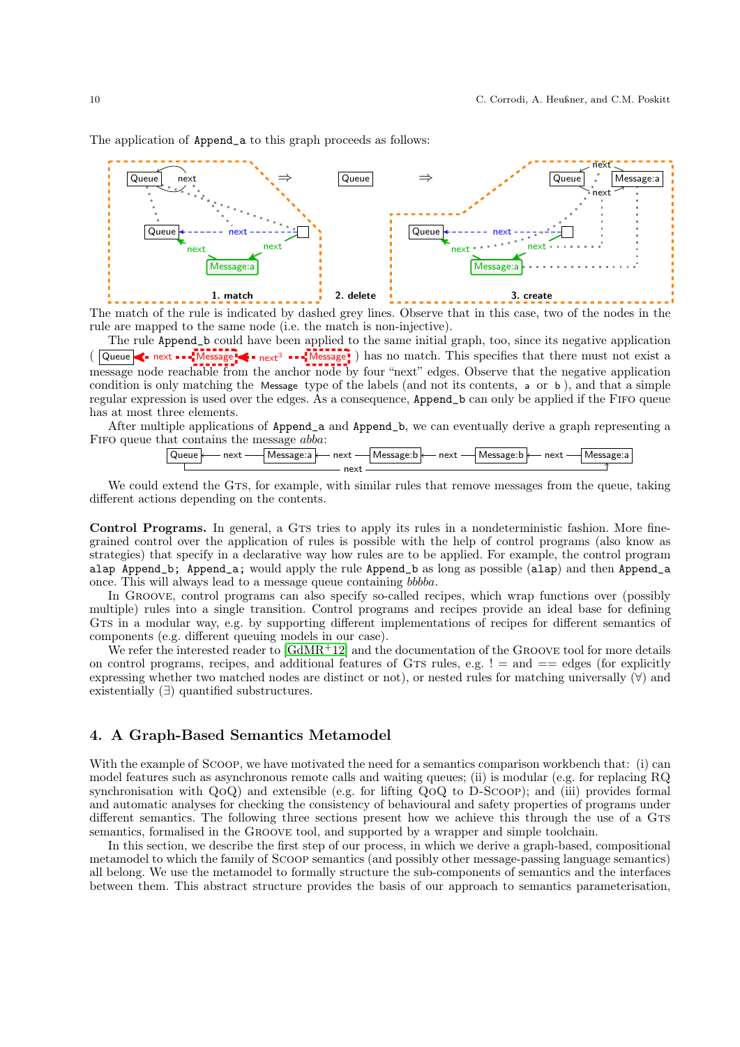The application of `Append_a` to this graph proceeds as follows:

1. match
2. delete
3. create

The match of the rule is indicated by dashed grey lines. Observe that in this case, two of the nodes in the rule are mapped to the same node (i.e. the match is non-injective).

The rule `Append_b` could have been applied to the same initial graph, too, since its negative application ( Queue ← next – Message ← next³ – Message ) has no match. This specifies that there must not exist a message node reachable from the anchor node by four "next" edges. Observe that the negative application condition is only matching the Message type of the labels (and not its contents, a or b ), and that a simple regular expression is used over the edges. As a consequence, `Append_b` can only be applied if the FIFO queue has at most three elements.

After multiple applications of `Append_a` and `Append_b`, we can eventually derive a graph representing a FIFO queue that contains the message *abba*:

Queue ← next — Message:a ← next — Message:b ← next — Message:b ← next — Message:a
next

We could extend the GTS, for example, with similar rules that remove messages from the queue, taking different actions depending on the contents.

**Control Programs.** In general, a GTS tries to apply its rules in a nondeterministic fashion. More fine-grained control over the application of rules is possible with the help of control programs (also know as strategies) that specify in a declarative way how rules are to be applied. For example, the control program `alap Append_b; Append_a;` would apply the rule `Append_b` as long as possible (`alap`) and then `Append_a` once. This will always lead to a message queue containing *bbbba*.

In GROOVE, control programs can also specify so-called recipes, which wrap functions over (possibly multiple) rules into a single transition. Control programs and recipes provide an ideal base for defining GTS in a modular way, e.g. by supporting different implementations of recipes for different semantics of components (e.g. different queuing models in our case).

We refer the interested reader to [GdMR+12] and the documentation of the GROOVE tool for more details on control programs, recipes, and additional features of GTS rules, e.g. ! = and == edges (for explicitly expressing whether two matched nodes are distinct or not), or nested rules for matching universally (∀) and existentially (∃) quantified substructures.

## 4. A Graph-Based Semantics Metamodel

With the example of SCOOP, we have motivated the need for a semantics comparison workbench that: (i) can model features such as asynchronous remote calls and waiting queues; (ii) is modular (e.g. for replacing RQ synchronisation with QOQ) and extensible (e.g. for lifting QOQ to D-SCOOP); and (iii) provides formal and automatic analyses for checking the consistency of behavioural and safety properties of programs under different semantics. The following three sections present how we achieve this through the use of a GTS semantics, formalised in the GROOVE tool, and supported by a wrapper and simple toolchain.

In this section, we describe the first step of our process, in which we derive a graph-based, compositional metamodel to which the family of SCOOP semantics (and possibly other message-passing language semantics) all belong. We use the metamodel to formally structure the sub-components of semantics and the interfaces between them. This abstract structure provides the basis of our approach to semantics parameterisation,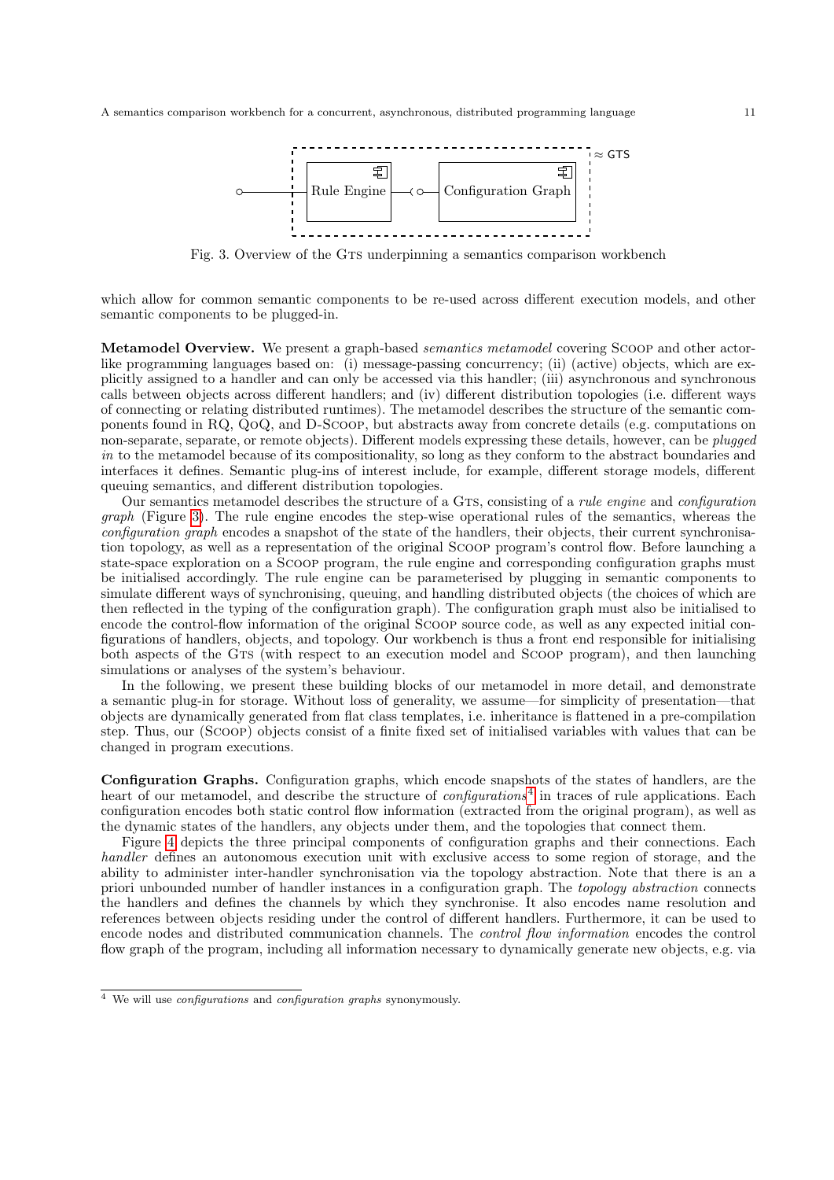≈ GTS

Rule Engine

Configuration Graph

Fig. 3. Overview of the GTS underpinning a semantics comparison workbench

which allow for common semantic components to be re-used across different execution models, and other semantic components to be plugged-in.

**Metamodel Overview.** We present a graph-based *semantics metamodel* covering SCOOP and other actor-like programming languages based on: (i) message-passing concurrency; (ii) (active) objects, which are explicitly assigned to a handler and can only be accessed via this handler; (iii) asynchronous and synchronous calls between objects across different handlers; and (iv) different distribution topologies (i.e. different ways of connecting or relating distributed runtimes). The metamodel describes the structure of the semantic components found in RQ, QOQ, and D-SCOOP, but abstracts away from concrete details (e.g. computations on non-separate, separate, or remote objects). Different models expressing these details, however, can be *plugged in* to the metamodel because of its compositionality, so long as they conform to the abstract boundaries and interfaces it defines. Semantic plug-ins of interest include, for example, different storage models, different queuing semantics, and different distribution topologies.

Our semantics metamodel describes the structure of a GTS, consisting of a *rule engine* and *configuration graph* (Figure 3). The rule engine encodes the step-wise operational rules of the semantics, whereas the *configuration graph* encodes a snapshot of the state of the handlers, their objects, their current synchronisation topology, as well as a representation of the original SCOOP program's control flow. Before launching a state-space exploration on a SCOOP program, the rule engine and corresponding configuration graphs must be initialised accordingly. The rule engine can be parameterised by plugging in semantic components to simulate different ways of synchronising, queuing, and handling distributed objects (the choices of which are then reflected in the typing of the configuration graph). The configuration graph must also be initialised to encode the control-flow information of the original SCOOP source code, as well as any expected initial configurations of handlers, objects, and topology. Our workbench is thus a front end responsible for initialising both aspects of the GTS (with respect to an execution model and SCOOP program), and then launching simulations or analyses of the system's behaviour.

In the following, we present these building blocks of our metamodel in more detail, and demonstrate a semantic plug-in for storage. Without loss of generality, we assume—for simplicity of presentation—that objects are dynamically generated from flat class templates, i.e. inheritance is flattened in a pre-compilation step. Thus, our (SCOOP) objects consist of a finite fixed set of initialised variables with values that can be changed in program executions.

**Configuration Graphs.** Configuration graphs, which encode snapshots of the states of handlers, are the heart of our metamodel, and describe the structure of *configurations*[4] in traces of rule applications. Each configuration encodes both static control flow information (extracted from the original program), as well as the dynamic states of the handlers, any objects under them, and the topologies that connect them.

Figure 4 depicts the three principal components of configuration graphs and their connections. Each *handler* defines an autonomous execution unit with exclusive access to some region of storage, and the ability to administer inter-handler synchronisation via the topology abstraction. Note that there is an a priori unbounded number of handler instances in a configuration graph. The *topology abstraction* connects the handlers and defines the channels by which they synchronise. It also encodes name resolution and references between objects residing under the control of different handlers. Furthermore, it can be used to encode nodes and distributed communication channels. The *control flow information* encodes the control flow graph of the program, including all information necessary to dynamically generate new objects, e.g. via

[4] We will use *configurations* and *configuration graphs* synonymously.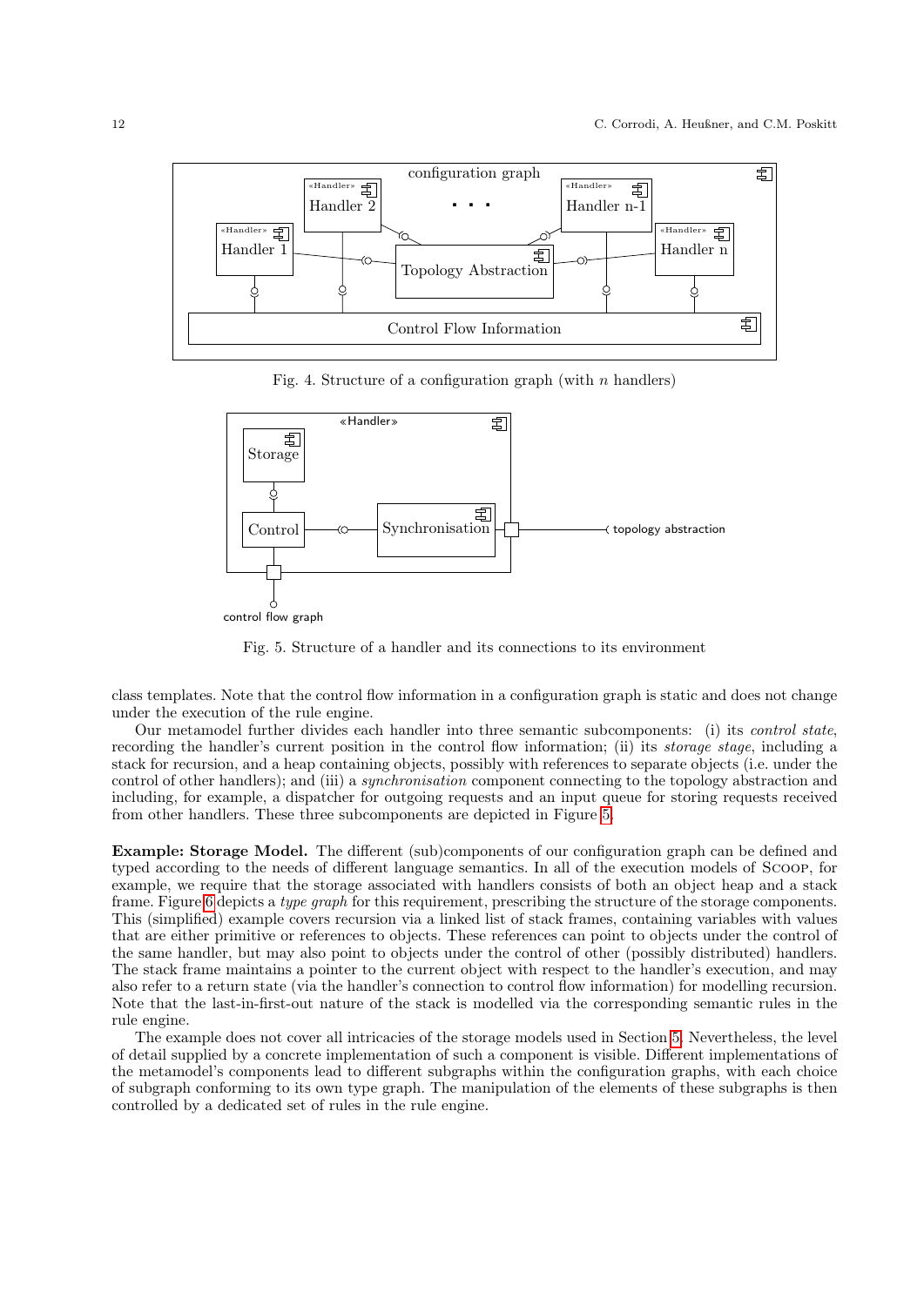configuration graph

«Handler» Handler 1

«Handler» Handler 2

. . .

«Handler» Handler n-1

«Handler» Handler n

Topology Abstraction

Control Flow Information

Fig. 4. Structure of a configuration graph (with $n$ handlers)

«Handler»

Storage

Control

Synchronisation

topology abstraction

control flow graph

Fig. 5. Structure of a handler and its connections to its environment

class templates. Note that the control flow information in a configuration graph is static and does not change under the execution of the rule engine.

Our metamodel further divides each handler into three semantic subcomponents: (i) its *control state*, recording the handler's current position in the control flow information; (ii) its *storage stage*, including a stack for recursion, and a heap containing objects, possibly with references to separate objects (i.e. under the control of other handlers); and (iii) a *synchronisation* component connecting to the topology abstraction and including, for example, a dispatcher for outgoing requests and an input queue for storing requests received from other handlers. These three subcomponents are depicted in Figure 5.

**Example: Storage Model.** The different (sub)components of our configuration graph can be defined and typed according to the needs of different language semantics. In all of the execution models of Scoop, for example, we require that the storage associated with handlers consists of both an object heap and a stack frame. Figure 6 depicts a *type graph* for this requirement, prescribing the structure of the storage components. This (simplified) example covers recursion via a linked list of stack frames, containing variables with values that are either primitive or references to objects. These references can point to objects under the control of the same handler, but may also point to objects under the control of other (possibly distributed) handlers. The stack frame maintains a pointer to the current object with respect to the handler's execution, and may also refer to a return state (via the handler's connection to control flow information) for modelling recursion. Note that the last-in-first-out nature of the stack is modelled via the corresponding semantic rules in the rule engine.

The example does not cover all intricacies of the storage models used in Section 5. Nevertheless, the level of detail supplied by a concrete implementation of such a component is visible. Different implementations of the metamodel's components lead to different subgraphs within the configuration graphs, with each choice of subgraph conforming to its own type graph. The manipulation of the elements of these subgraphs is then controlled by a dedicated set of rules in the rule engine.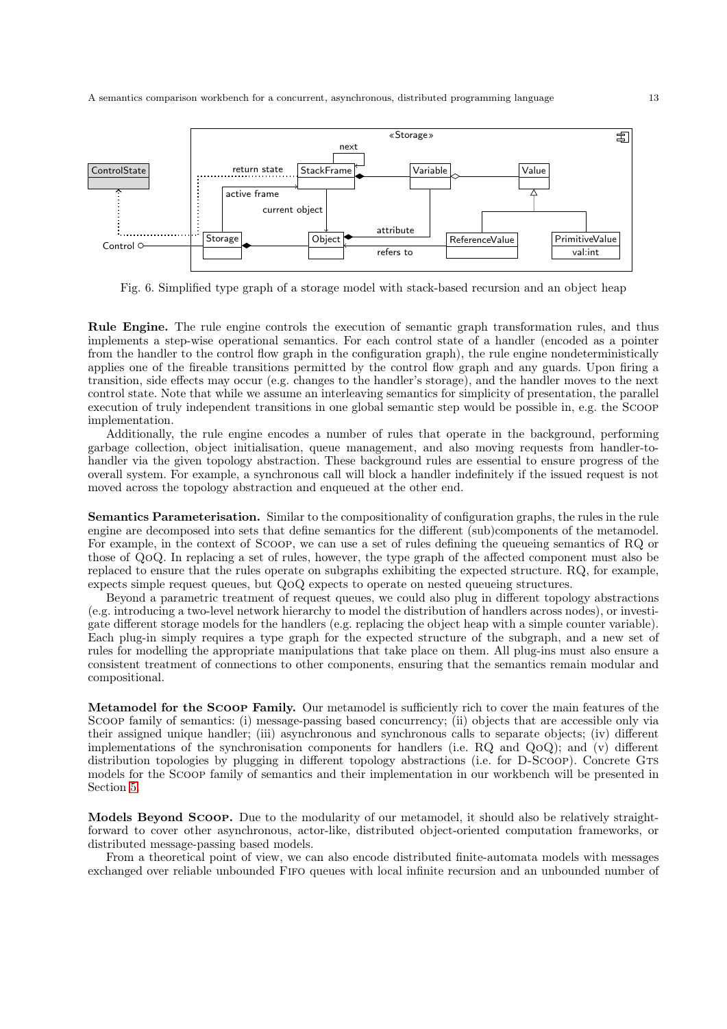Fig. 6. Simplified type graph of a storage model with stack-based recursion and an object heap

**Rule Engine.** The rule engine controls the execution of semantic graph transformation rules, and thus implements a step-wise operational semantics. For each control state of a handler (encoded as a pointer from the handler to the control flow graph in the configuration graph), the rule engine nondeterministically applies one of the fireable transitions permitted by the control flow graph and any guards. Upon firing a transition, side effects may occur (e.g. changes to the handler's storage), and the handler moves to the next control state. Note that while we assume an interleaving semantics for simplicity of presentation, the parallel execution of truly independent transitions in one global semantic step would be possible in, e.g. the Scoop implementation.

Additionally, the rule engine encodes a number of rules that operate in the background, performing garbage collection, object initialisation, queue management, and also moving requests from handler-to-handler via the given topology abstraction. These background rules are essential to ensure progress of the overall system. For example, a synchronous call will block a handler indefinitely if the issued request is not moved across the topology abstraction and enqueued at the other end.

**Semantics Parameterisation.** Similar to the compositionality of configuration graphs, the rules in the rule engine are decomposed into sets that define semantics for the different (sub)components of the metamodel. For example, in the context of Scoop, we can use a set of rules defining the queueing semantics of RQ or those of QoQ. In replacing a set of rules, however, the type graph of the affected component must also be replaced to ensure that the rules operate on subgraphs exhibiting the expected structure. RQ, for example, expects simple request queues, but QoQ expects to operate on nested queueing structures.

Beyond a parametric treatment of request queues, we could also plug in different topology abstractions (e.g. introducing a two-level network hierarchy to model the distribution of handlers across nodes), or investigate different storage models for the handlers (e.g. replacing the object heap with a simple counter variable). Each plug-in simply requires a type graph for the expected structure of the subgraph, and a new set of rules for modelling the appropriate manipulations that take place on them. All plug-ins must also ensure a consistent treatment of connections to other components, ensuring that the semantics remain modular and compositional.

**Metamodel for the Scoop Family.** Our metamodel is sufficiently rich to cover the main features of the Scoop family of semantics: (i) message-passing based concurrency; (ii) objects that are accessible only via their assigned unique handler; (iii) asynchronous and synchronous calls to separate objects; (iv) different implementations of the synchronisation components for handlers (i.e. RQ and QoQ); and (v) different distribution topologies by plugging in different topology abstractions (i.e. for D-Scoop). Concrete Gts models for the Scoop family of semantics and their implementation in our workbench will be presented in Section 5.

**Models Beyond Scoop.** Due to the modularity of our metamodel, it should also be relatively straightforward to cover other asynchronous, actor-like, distributed object-oriented computation frameworks, or distributed message-passing based models.

From a theoretical point of view, we can also encode distributed finite-automata models with messages exchanged over reliable unbounded Fifo queues with local infinite recursion and an unbounded number of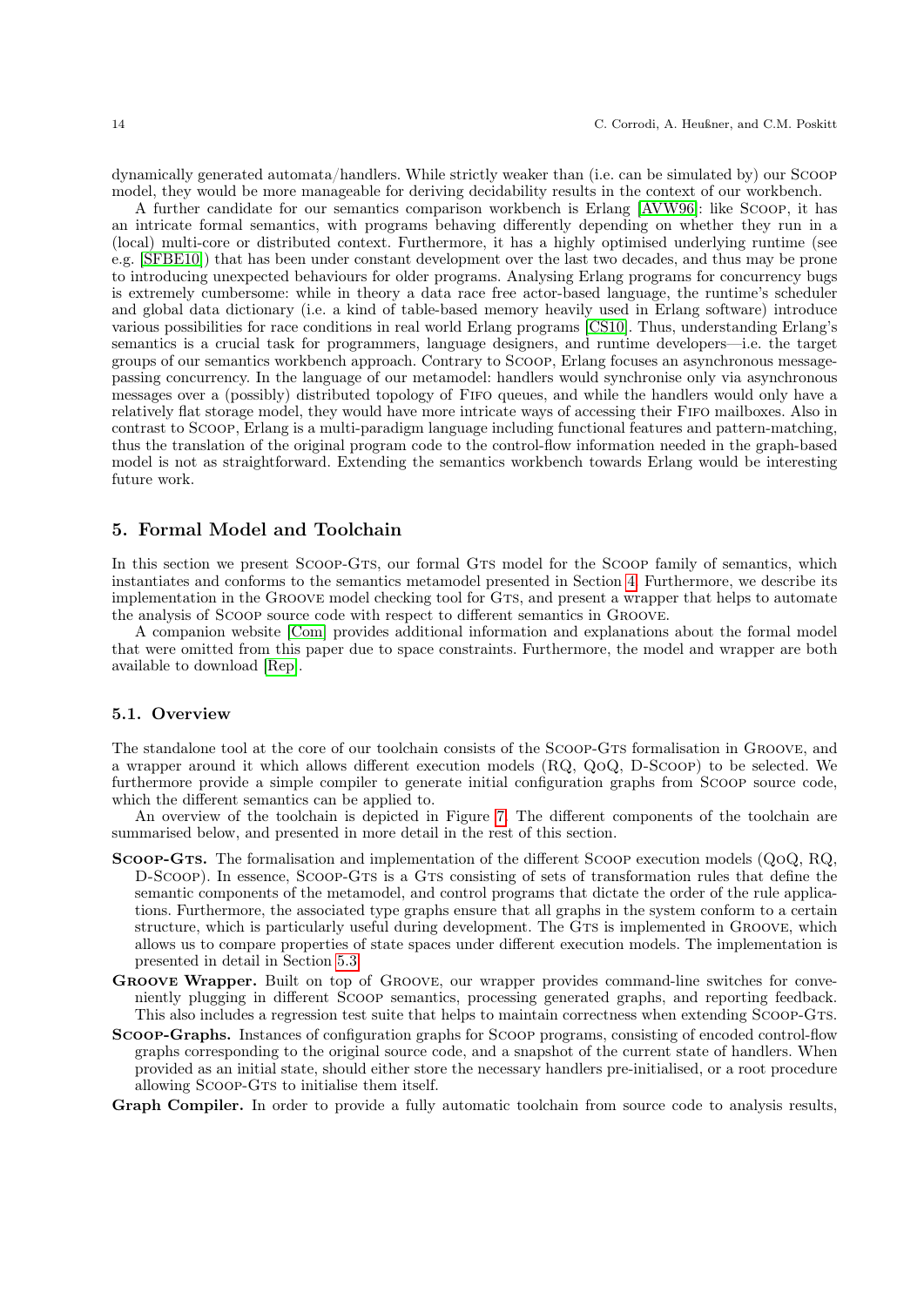dynamically generated automata/handlers. While strictly weaker than (i.e. can be simulated by) our SCOOP model, they would be more manageable for deriving decidability results in the context of our workbench.

A further candidate for our semantics comparison workbench is Erlang [AVW96]: like SCOOP, it has an intricate formal semantics, with programs behaving differently depending on whether they run in a (local) multi-core or distributed context. Furthermore, it has a highly optimised underlying runtime (see e.g. [SFBE10]) that has been under constant development over the last two decades, and thus may be prone to introducing unexpected behaviours for older programs. Analysing Erlang programs for concurrency bugs is extremely cumbersome: while in theory a data race free actor-based language, the runtime's scheduler and global data dictionary (i.e. a kind of table-based memory heavily used in Erlang software) introduce various possibilities for race conditions in real world Erlang programs [CS10]. Thus, understanding Erlang's semantics is a crucial task for programmers, language designers, and runtime developers—i.e. the target groups of our semantics workbench approach. Contrary to SCOOP, Erlang focuses an asynchronous message-passing concurrency. In the language of our metamodel: handlers would synchronise only via asynchronous messages over a (possibly) distributed topology of FIFO queues, and while the handlers would only have a relatively flat storage model, they would have more intricate ways of accessing their FIFO mailboxes. Also in contrast to SCOOP, Erlang is a multi-paradigm language including functional features and pattern-matching, thus the translation of the original program code to the control-flow information needed in the graph-based model is not as straightforward. Extending the semantics workbench towards Erlang would be interesting future work.

## 5. Formal Model and Toolchain

In this section we present SCOOP-GTS, our formal GTS model for the SCOOP family of semantics, which instantiates and conforms to the semantics metamodel presented in Section 4. Furthermore, we describe its implementation in the GROOVE model checking tool for GTS, and present a wrapper that helps to automate the analysis of SCOOP source code with respect to different semantics in GROOVE.

A companion website [Com] provides additional information and explanations about the formal model that were omitted from this paper due to space constraints. Furthermore, the model and wrapper are both available to download [Rep].

### 5.1. Overview

The standalone tool at the core of our toolchain consists of the SCOOP-GTS formalisation in GROOVE, and a wrapper around it which allows different execution models (RQ, QOQ, D-SCOOP) to be selected. We furthermore provide a simple compiler to generate initial configuration graphs from SCOOP source code, which the different semantics can be applied to.

An overview of the toolchain is depicted in Figure 7. The different components of the toolchain are summarised below, and presented in more detail in the rest of this section.

**SCOOP-GTS.** The formalisation and implementation of the different SCOOP execution models (QOQ, RQ, D-SCOOP). In essence, SCOOP-GTS is a GTS consisting of sets of transformation rules that define the semantic components of the metamodel, and control programs that dictate the order of the rule applications. Furthermore, the associated type graphs ensure that all graphs in the system conform to a certain structure, which is particularly useful during development. The GTS is implemented in GROOVE, which allows us to compare properties of state spaces under different execution models. The implementation is presented in detail in Section 5.3.

**GROOVE Wrapper.** Built on top of GROOVE, our wrapper provides command-line switches for conveniently plugging in different SCOOP semantics, processing generated graphs, and reporting feedback. This also includes a regression test suite that helps to maintain correctness when extending SCOOP-GTS.

**SCOOP-Graphs.** Instances of configuration graphs for SCOOP programs, consisting of encoded control-flow graphs corresponding to the original source code, and a snapshot of the current state of handlers. When provided as an initial state, should either store the necessary handlers pre-initialised, or a root procedure allowing SCOOP-GTS to initialise them itself.

**Graph Compiler.** In order to provide a fully automatic toolchain from source code to analysis results,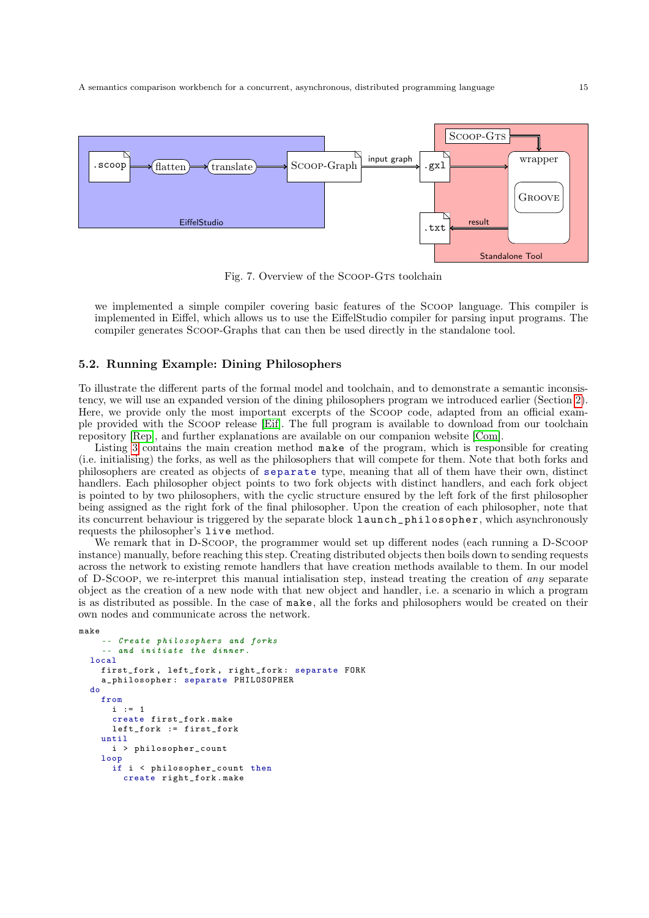Fig. 7. Overview of the SCOOP-GTS toolchain

we implemented a simple compiler covering basic features of the SCOOP language. This compiler is implemented in Eiffel, which allows us to use the EiffelStudio compiler for parsing input programs. The compiler generates SCOOP-Graphs that can then be used directly in the standalone tool.

### 5.2. Running Example: Dining Philosophers

To illustrate the different parts of the formal model and toolchain, and to demonstrate a semantic inconsistency, we will use an expanded version of the dining philosophers program we introduced earlier (Section 2). Here, we provide only the most important excerpts of the SCOOP code, adapted from an official example provided with the SCOOP release [Eif]. The full program is available to download from our toolchain repository [Rep], and further explanations are available on our companion website [Com].

Listing 3 contains the main creation method `make` of the program, which is responsible for creating (i.e. initialising) the forks, as well as the philosophers that will compete for them. Note that both forks and philosophers are created as objects of `separate` type, meaning that all of them have their own, distinct handlers. Each philosopher object points to two fork objects with distinct handlers, and each fork object is pointed to by two philosophers, with the cyclic structure ensured by the left fork of the first philosopher being assigned as the right fork of the final philosopher. Upon the creation of each philosopher, note that its concurrent behaviour is triggered by the separate block `launch_philosopher`, which asynchronously requests the philosopher's `live` method.

We remark that in D-SCOOP, the programmer would set up different nodes (each running a D-SCOOP instance) manually, before reaching this step. Creating distributed objects then boils down to sending requests across the network to existing remote handlers that have creation methods available to them. In our model of D-SCOOP, we re-interpret this manual intialisation step, instead treating the creation of *any* separate object as the creation of a new node with that new object and handler, i.e. a scenario in which a program is as distributed as possible. In the case of `make`, all the forks and philosophers would be created on their own nodes and communicate across the network.

```
make
    -- Create philosophers and forks
    -- and initiate the dinner.
  local
    first_fork, left_fork, right_fork: separate FORK
    a_philosopher: separate PHILOSOPHER
  do
    from
      i := 1
      create first_fork.make
      left_fork := first_fork
    until
      i > philosopher_count
    loop
      if i < philosopher_count then
        create right_fork.make
```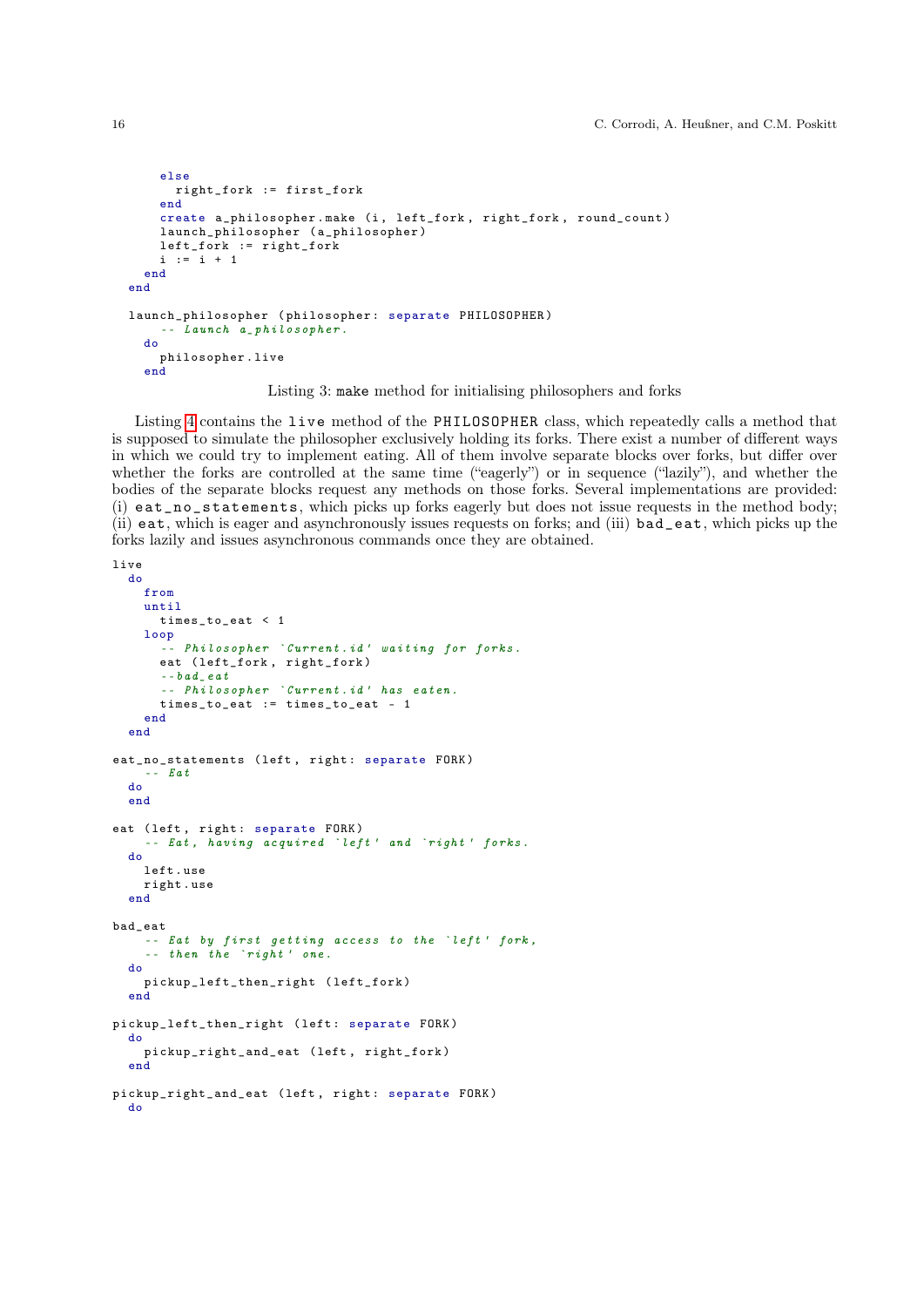```
      else
        right_fork := first_fork
      end
      create a_philosopher.make (i, left_fork, right_fork, round_count)
      launch_philosopher (a_philosopher)
      left_fork := right_fork
      i := i + 1
    end
  end

  launch_philosopher (philosopher: separate PHILOSOPHER)
      -- Launch a_philosopher.
    do
      philosopher.live
    end
```

Listing 3: `make` method for initialising philosophers and forks

Listing 4 contains the `live` method of the `PHILOSOPHER` class, which repeatedly calls a method that is supposed to simulate the philosopher exclusively holding its forks. There exist a number of different ways in which we could try to implement eating. All of them involve separate blocks over forks, but differ over whether the forks are controlled at the same time ("eagerly") or in sequence ("lazily"), and whether the bodies of the separate blocks request any methods on those forks. Several implementations are provided: (i) `eat_no_statements`, which picks up forks eagerly but does not issue requests in the method body; (ii) `eat`, which is eager and asynchronously issues requests on forks; and (iii) `bad_eat`, which picks up the forks lazily and issues asynchronous commands once they are obtained.

```
live
  do
    from
    until
      times_to_eat < 1
    loop
      -- Philosopher `Current.id' waiting for forks.
      eat (left_fork, right_fork)
      --bad_eat
      -- Philosopher `Current.id' has eaten.
      times_to_eat := times_to_eat - 1
    end
  end

eat_no_statements (left, right: separate FORK)
    -- Eat
  do
  end

eat (left, right: separate FORK)
    -- Eat, having acquired `left' and `right' forks.
  do
    left.use
    right.use
  end

bad_eat
    -- Eat by first getting access to the `left' fork,
    -- then the `right' one.
  do
    pickup_left_then_right (left_fork)
  end

pickup_left_then_right (left: separate FORK)
  do
    pickup_right_and_eat (left, right_fork)
  end

pickup_right_and_eat (left, right: separate FORK)
  do
```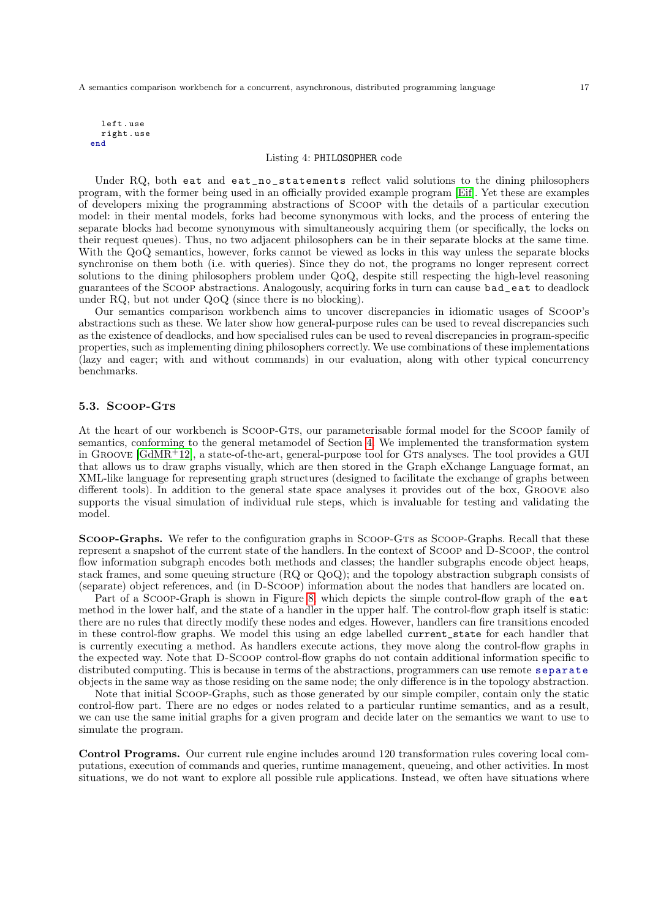```
    left.use
    right.use
end
```

Listing 4: PHILOSOPHER code

Under RQ, both `eat` and `eat_no_statements` reflect valid solutions to the dining philosophers program, with the former being used in an officially provided example program [Eif]. Yet these are examples of developers mixing the programming abstractions of Scoop with the details of a particular execution model: in their mental models, forks had become synonymous with locks, and the process of entering the separate blocks had become synonymous with simultaneously acquiring them (or specifically, the locks on their request queues). Thus, no two adjacent philosophers can be in their separate blocks at the same time. With the QoQ semantics, however, forks cannot be viewed as locks in this way unless the separate blocks synchronise on them both (i.e. with queries). Since they do not, the programs no longer represent correct solutions to the dining philosophers problem under QoQ, despite still respecting the high-level reasoning guarantees of the Scoop abstractions. Analogously, acquiring forks in turn can cause `bad_eat` to deadlock under RQ, but not under QoQ (since there is no blocking).

Our semantics comparison workbench aims to uncover discrepancies in idiomatic usages of Scoop's abstractions such as these. We later show how general-purpose rules can be used to reveal discrepancies such as the existence of deadlocks, and how specialised rules can be used to reveal discrepancies in program-specific properties, such as implementing dining philosophers correctly. We use combinations of these implementations (lazy and eager; with and without commands) in our evaluation, along with other typical concurrency benchmarks.

### 5.3. Scoop-Gts

At the heart of our workbench is Scoop-Gts, our parameterisable formal model for the Scoop family of semantics, conforming to the general metamodel of Section 4. We implemented the transformation system in Groove [GdMR+12], a state-of-the-art, general-purpose tool for Gts analyses. The tool provides a GUI that allows us to draw graphs visually, which are then stored in the Graph eXchange Language format, an XML-like language for representing graph structures (designed to facilitate the exchange of graphs between different tools). In addition to the general state space analyses it provides out of the box, Groove also supports the visual simulation of individual rule steps, which is invaluable for testing and validating the model.

**Scoop-Graphs.** We refer to the configuration graphs in Scoop-Gts as Scoop-Graphs. Recall that these represent a snapshot of the current state of the handlers. In the context of Scoop and D-Scoop, the control flow information subgraph encodes both methods and classes; the handler subgraphs encode object heaps, stack frames, and some queuing structure (RQ or QoQ); and the topology abstraction subgraph consists of (separate) object references, and (in D-Scoop) information about the nodes that handlers are located on.

Part of a Scoop-Graph is shown in Figure 8, which depicts the simple control-flow graph of the `eat` method in the lower half, and the state of a handler in the upper half. The control-flow graph itself is static: there are no rules that directly modify these nodes and edges. However, handlers can fire transitions encoded in these control-flow graphs. We model this using an edge labelled `current_state` for each handler that is currently executing a method. As handlers execute actions, they move along the control-flow graphs in the expected way. Note that D-Scoop control-flow graphs do not contain additional information specific to distributed computing. This is because in terms of the abstractions, programmers can use remote `separate` objects in the same way as those residing on the same node; the only difference is in the topology abstraction.

Note that initial Scoop-Graphs, such as those generated by our simple compiler, contain only the static control-flow part. There are no edges or nodes related to a particular runtime semantics, and as a result, we can use the same initial graphs for a given program and decide later on the semantics we want to use to simulate the program.

**Control Programs.** Our current rule engine includes around 120 transformation rules covering local computations, execution of commands and queries, runtime management, queueing, and other activities. In most situations, we do not want to explore all possible rule applications. Instead, we often have situations where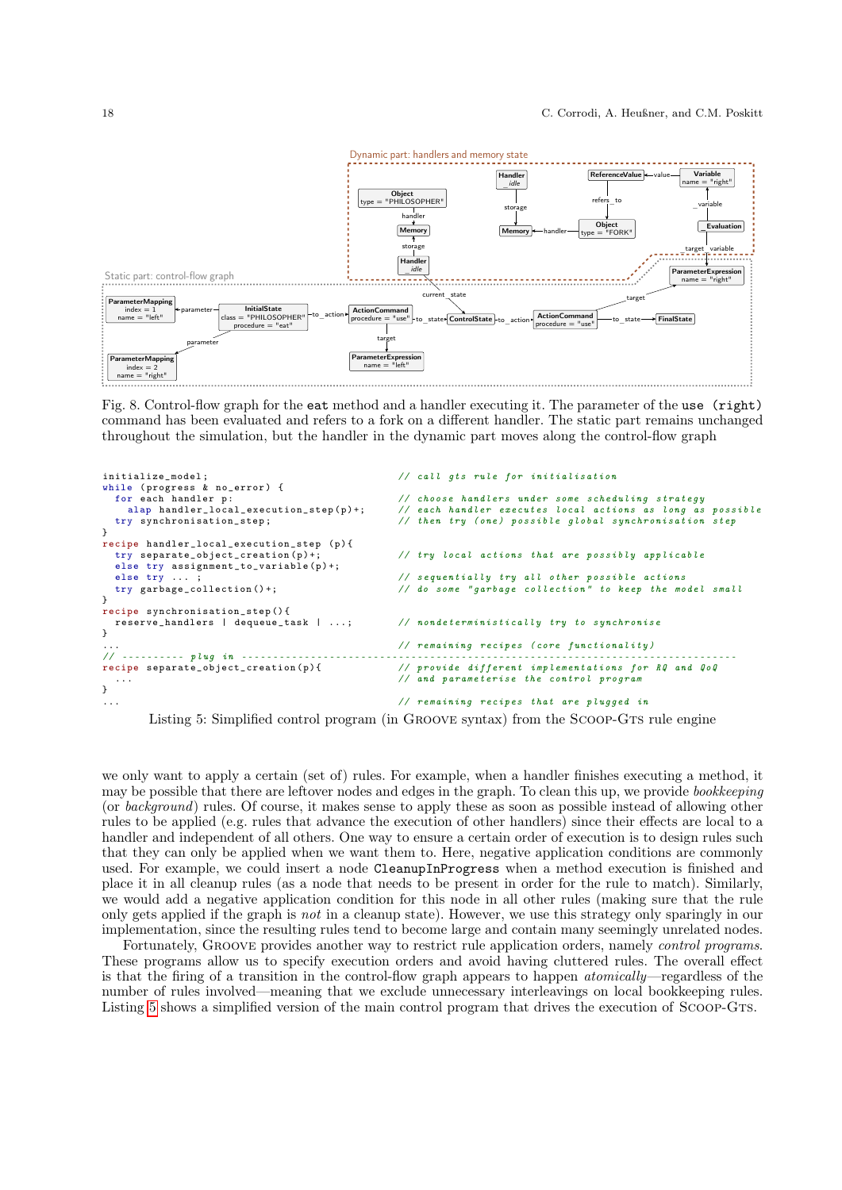Fig. 8. Control-flow graph for the `eat` method and a handler executing it. The parameter of the `use (right)` command has been evaluated and refers to a fork on a different handler. The static part remains unchanged throughout the simulation, but the handler in the dynamic part moves along the control-flow graph

```
initialize_model;                               // call gts rule for initialisation
while (progress & no_error) {
  for each handler p:                           // choose handlers under some scheduling strategy
    alap handler_local_execution_step(p)+;      // each handler executes local actions as long as possible
  try synchronisation_step;                     // then try (one) possible global synchronisation step
}
recipe handler_local_execution_step (p){
  try separate_object_creation(p)+;             // try local actions that are possibly applicable
  else try assignment_to_variable(p)+;
  else try ... ;                                // sequentially try all other possible actions
  try garbage_collection()+;                    // do some "garbage collection" to keep the model small
}
recipe synchronisation_step(){
  reserve_handlers | dequeue_task | ...;        // nondeterministically try to synchronise
}
...                                             // remaining recipes (core functionality)
// ---------- plug in -----------------------------------------------------------------------------
recipe separate_object_creation(p){            // provide different implementations for RQ and QoQ
  ...                                           // and parameterise the control program
}
...                                             // remaining recipes that are plugged in
```

Listing 5: Simplified control program (in Groove syntax) from the Scoop-Gts rule engine

we only want to apply a certain (set of) rules. For example, when a handler finishes executing a method, it may be possible that there are leftover nodes and edges in the graph. To clean this up, we provide *bookkeeping* (or *background*) rules. Of course, it makes sense to apply these as soon as possible instead of allowing other rules to be applied (e.g. rules that advance the execution of other handlers) since their effects are local to a handler and independent of all others. One way to ensure a certain order of execution is to design rules such that they can only be applied when we want them to. Here, negative application conditions are commonly used. For example, we could insert a node `CleanupInProgress` when a method execution is finished and place it in all cleanup rules (as a node that needs to be present in order for the rule to match). Similarly, we would add a negative application condition for this node in all other rules (making sure that the rule only gets applied if the graph is *not* in a cleanup state). However, we use this strategy only sparingly in our implementation, since the resulting rules tend to become large and contain many seemingly unrelated nodes.

Fortunately, Groove provides another way to restrict rule application orders, namely *control programs*. These programs allow us to specify execution orders and avoid having cluttered rules. The overall effect is that the firing of a transition in the control-flow graph appears to happen *atomically*—regardless of the number of rules involved—meaning that we exclude unnecessary interleavings on local bookkeeping rules. Listing 5 shows a simplified version of the main control program that drives the execution of Scoop-Gts.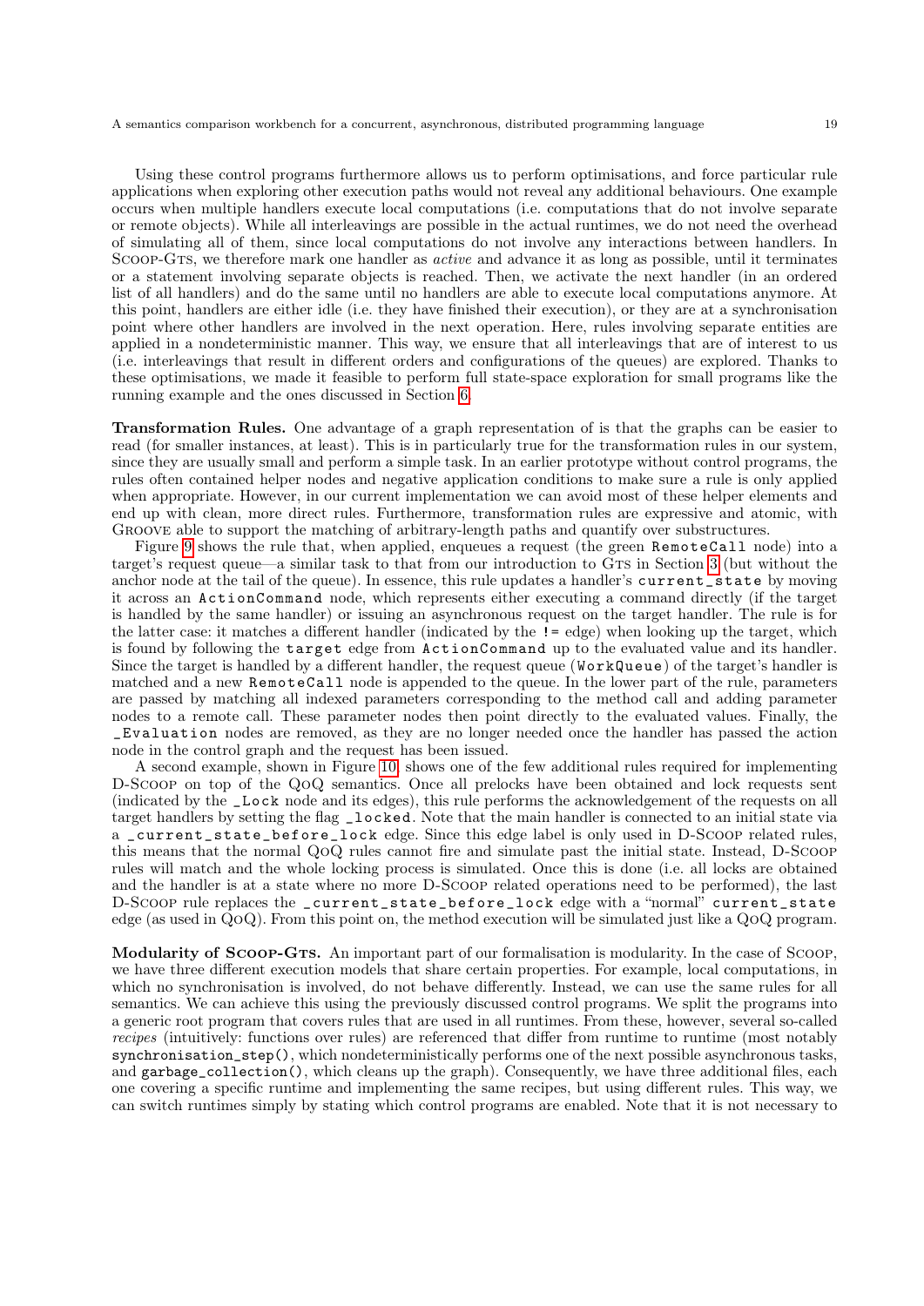Using these control programs furthermore allows us to perform optimisations, and force particular rule applications when exploring other execution paths would not reveal any additional behaviours. One example occurs when multiple handlers execute local computations (i.e. computations that do not involve separate or remote objects). While all interleavings are possible in the actual runtimes, we do not need the overhead of simulating all of them, since local computations do not involve any interactions between handlers. In SCOOP-GTS, we therefore mark one handler as *active* and advance it as long as possible, until it terminates or a statement involving separate objects is reached. Then, we activate the next handler (in an ordered list of all handlers) and do the same until no handlers are able to execute local computations anymore. At this point, handlers are either idle (i.e. they have finished their execution), or they are at a synchronisation point where other handlers are involved in the next operation. Here, rules involving separate entities are applied in a nondeterministic manner. This way, we ensure that all interleavings that are of interest to us (i.e. interleavings that result in different orders and configurations of the queues) are explored. Thanks to these optimisations, we made it feasible to perform full state-space exploration for small programs like the running example and the ones discussed in Section 6.

**Transformation Rules.** One advantage of a graph representation of is that the graphs can be easier to read (for smaller instances, at least). This is in particularly true for the transformation rules in our system, since they are usually small and perform a simple task. In an earlier prototype without control programs, the rules often contained helper nodes and negative application conditions to make sure a rule is only applied when appropriate. However, in our current implementation we can avoid most of these helper elements and end up with clean, more direct rules. Furthermore, transformation rules are expressive and atomic, with GROOVE able to support the matching of arbitrary-length paths and quantify over substructures.

Figure 9 shows the rule that, when applied, enqueues a request (the green `RemoteCall` node) into a target's request queue—a similar task to that from our introduction to GTS in Section 3 (but without the anchor node at the tail of the queue). In essence, this rule updates a handler's `current_state` by moving it across an `ActionCommand` node, which represents either executing a command directly (if the target is handled by the same handler) or issuing an asynchronous request on the target handler. The rule is for the latter case: it matches a different handler (indicated by the `!=` edge) when looking up the target, which is found by following the `target` edge from `ActionCommand` up to the evaluated value and its handler. Since the target is handled by a different handler, the request queue (`WorkQueue`) of the target's handler is matched and a new `RemoteCall` node is appended to the queue. In the lower part of the rule, parameters are passed by matching all indexed parameters corresponding to the method call and adding parameter nodes to a remote call. These parameter nodes then point directly to the evaluated values. Finally, the `_Evaluation` nodes are removed, as they are no longer needed once the handler has passed the action node in the control graph and the request has been issued.

A second example, shown in Figure 10, shows one of the few additional rules required for implementing D-SCOOP on top of the QOQ semantics. Once all prelocks have been obtained and lock requests sent (indicated by the `_Lock` node and its edges), this rule performs the acknowledgement of the requests on all target handlers by setting the flag `_locked`. Note that the main handler is connected to an initial state via a `_current_state_before_lock` edge. Since this edge label is only used in D-SCOOP related rules, this means that the normal QOQ rules cannot fire and simulate past the initial state. Instead, D-SCOOP rules will match and the whole locking process is simulated. Once this is done (i.e. all locks are obtained and the handler is at a state where no more D-SCOOP related operations need to be performed), the last D-SCOOP rule replaces the `_current_state_before_lock` edge with a "normal" `current_state` edge (as used in QOQ). From this point on, the method execution will be simulated just like a QOQ program.

**Modularity of SCOOP-GTS.** An important part of our formalisation is modularity. In the case of SCOOP, we have three different execution models that share certain properties. For example, local computations, in which no synchronisation is involved, do not behave differently. Instead, we can use the same rules for all semantics. We can achieve this using the previously discussed control programs. We split the programs into a generic root program that covers rules that are used in all runtimes. From these, however, several so-called *recipes* (intuitively: functions over rules) are referenced that differ from runtime to runtime (most notably `synchronisation_step()`, which nondeterministically performs one of the next possible asynchronous tasks, and `garbage_collection()`, which cleans up the graph). Consequently, we have three additional files, each one covering a specific runtime and implementing the same recipes, but using different rules. This way, we can switch runtimes simply by stating which control programs are enabled. Note that it is not necessary to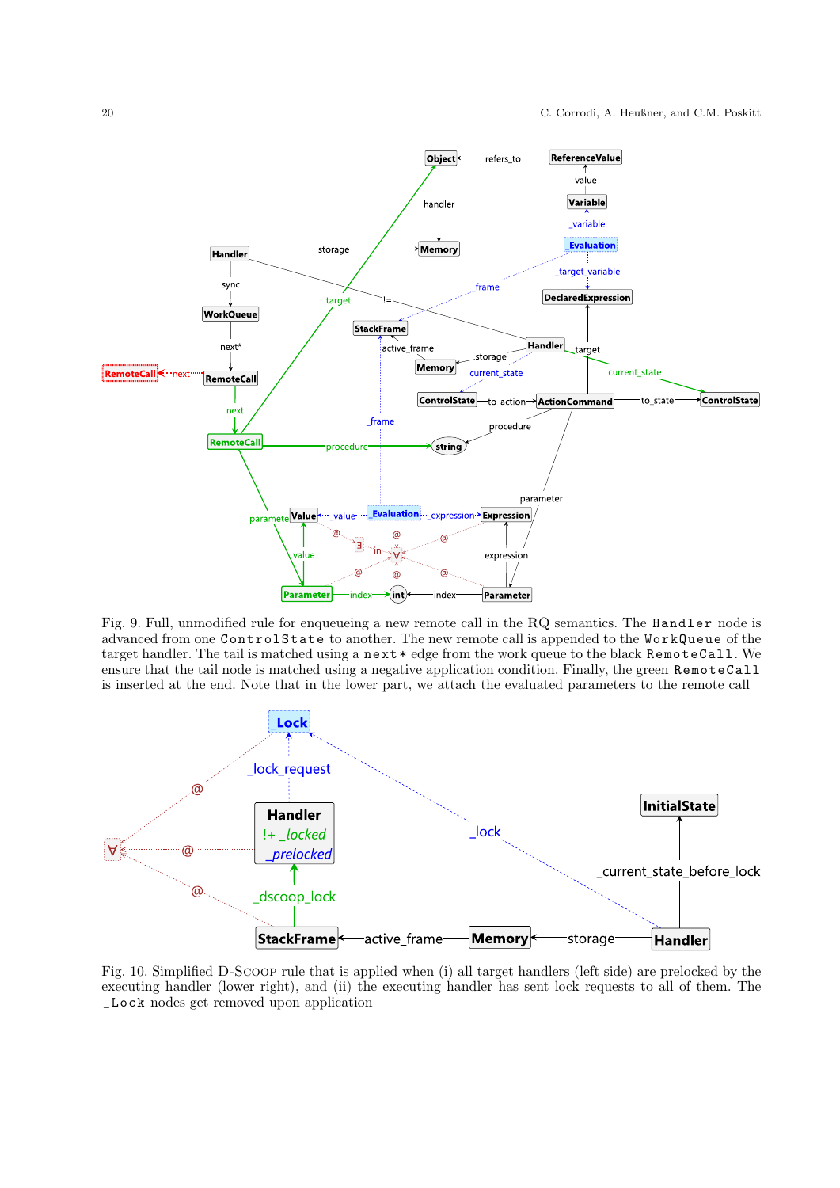Fig. 9. Full, unmodified rule for enqueueing a new remote call in the RQ semantics. The `Handler` node is advanced from one `ControlState` to another. The new remote call is appended to the `WorkQueue` of the target handler. The tail is matched using a `next*` edge from the work queue to the black `RemoteCall`. We ensure that the tail node is matched using a negative application condition. Finally, the green `RemoteCall` is inserted at the end. Note that in the lower part, we attach the evaluated parameters to the remote call

Fig. 10. Simplified D-SCOOP rule that is applied when (i) all target handlers (left side) are prelocked by the executing handler (lower right), and (ii) the executing handler has sent lock requests to all of them. The `_Lock` nodes get removed upon application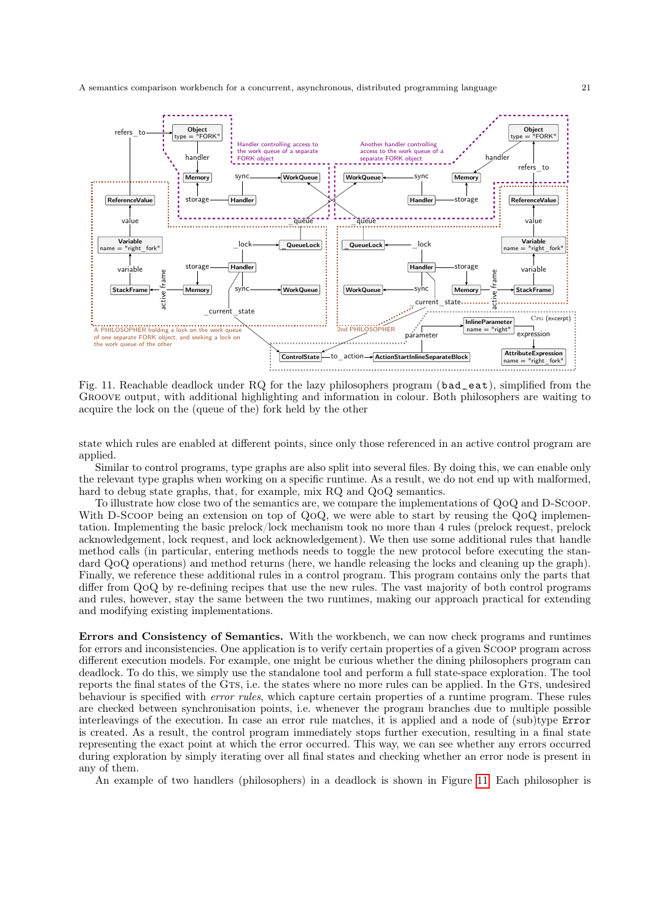Fig. 11. Reachable deadlock under RQ for the lazy philosophers program (`bad_eat`), simplified from the GROOVE output, with additional highlighting and information in colour. Both philosophers are waiting to acquire the lock on the (queue of the) fork held by the other

state which rules are enabled at different points, since only those referenced in an active control program are applied.

Similar to control programs, type graphs are also split into several files. By doing this, we can enable only the relevant type graphs when working on a specific runtime. As a result, we do not end up with malformed, hard to debug state graphs, that, for example, mix RQ and QoQ semantics.

To illustrate how close two of the semantics are, we compare the implementations of QoQ and D-SCOOP. With D-SCOOP being an extension on top of QoQ, we were able to start by reusing the QoQ implementation. Implementing the basic prelock/lock mechanism took no more than 4 rules (prelock request, prelock acknowledgement, lock request, and lock acknowledgement). We then use some additional rules that handle method calls (in particular, entering methods needs to toggle the new protocol before executing the standard QoQ operations) and method returns (here, we handle releasing the locks and cleaning up the graph). Finally, we reference these additional rules in a control program. This program contains only the parts that differ from QoQ by re-defining recipes that use the new rules. The vast majority of both control programs and rules, however, stay the same between the two runtimes, making our approach practical for extending and modifying existing implementations.

**Errors and Consistency of Semantics.** With the workbench, we can now check programs and runtimes for errors and inconsistencies. One application is to verify certain properties of a given SCOOP program across different execution models. For example, one might be curious whether the dining philosophers program can deadlock. To do this, we simply use the standalone tool and perform a full state-space exploration. The tool reports the final states of the GTS, i.e. the states where no more rules can be applied. In the GTS, undesired behaviour is specified with *error rules*, which capture certain properties of a runtime program. These rules are checked between synchronisation points, i.e. whenever the program branches due to multiple possible interleavings of the execution. In case an error rule matches, it is applied and a node of (sub)type `Error` is created. As a result, the control program immediately stops further execution, resulting in a final state representing the exact point at which the error occurred. This way, we can see whether any errors occurred during exploration by simply iterating over all final states and checking whether an error node is present in any of them.

An example of two handlers (philosophers) in a deadlock is shown in Figure 11. Each philosopher is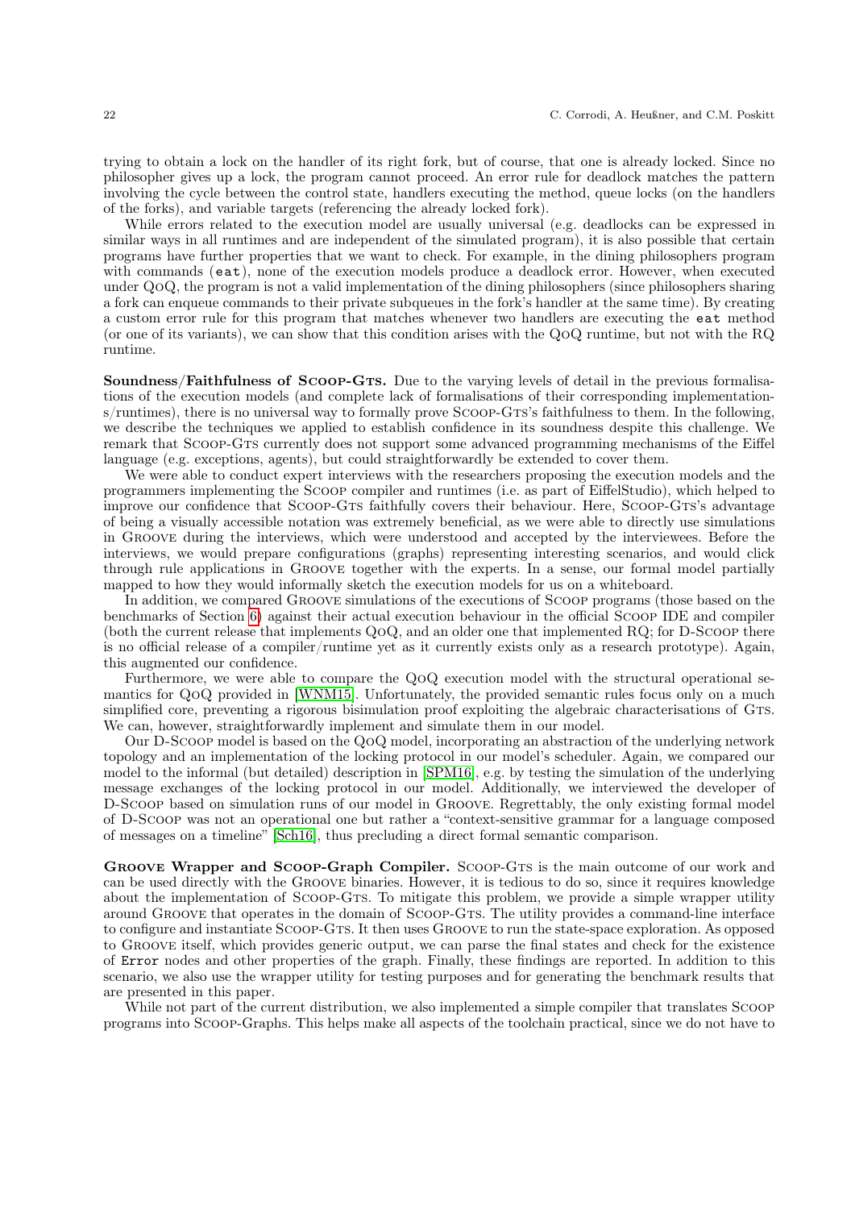trying to obtain a lock on the handler of its right fork, but of course, that one is already locked. Since no philosopher gives up a lock, the program cannot proceed. An error rule for deadlock matches the pattern involving the cycle between the control state, handlers executing the method, queue locks (on the handlers of the forks), and variable targets (referencing the already locked fork).

While errors related to the execution model are usually universal (e.g. deadlocks can be expressed in similar ways in all runtimes and are independent of the simulated program), it is also possible that certain programs have further properties that we want to check. For example, in the dining philosophers program with commands (`eat`), none of the execution models produce a deadlock error. However, when executed under QoQ, the program is not a valid implementation of the dining philosophers (since philosophers sharing a fork can enqueue commands to their private subqueues in the fork's handler at the same time). By creating a custom error rule for this program that matches whenever two handlers are executing the `eat` method (or one of its variants), we can show that this condition arises with the QoQ runtime, but not with the RQ runtime.

**Soundness/Faithfulness of Scoop-Gts.** Due to the varying levels of detail in the previous formalisations of the execution models (and complete lack of formalisations of their corresponding implementations/runtimes), there is no universal way to formally prove Scoop-Gts's faithfulness to them. In the following, we describe the techniques we applied to establish confidence in its soundness despite this challenge. We remark that Scoop-Gts currently does not support some advanced programming mechanisms of the Eiffel language (e.g. exceptions, agents), but could straightforwardly be extended to cover them.

We were able to conduct expert interviews with the researchers proposing the execution models and the programmers implementing the Scoop compiler and runtimes (i.e. as part of EiffelStudio), which helped to improve our confidence that Scoop-Gts faithfully covers their behaviour. Here, Scoop-Gts's advantage of being a visually accessible notation was extremely beneficial, as we were able to directly use simulations in Groove during the interviews, which were understood and accepted by the interviewees. Before the interviews, we would prepare configurations (graphs) representing interesting scenarios, and would click through rule applications in Groove together with the experts. In a sense, our formal model partially mapped to how they would informally sketch the execution models for us on a whiteboard.

In addition, we compared Groove simulations of the executions of Scoop programs (those based on the benchmarks of Section 6) against their actual execution behaviour in the official Scoop IDE and compiler (both the current release that implements QoQ, and an older one that implemented RQ; for D-Scoop there is no official release of a compiler/runtime yet as it currently exists only as a research prototype). Again, this augmented our confidence.

Furthermore, we were able to compare the QoQ execution model with the structural operational semantics for QoQ provided in [WNM15]. Unfortunately, the provided semantic rules focus only on a much simplified core, preventing a rigorous bisimulation proof exploiting the algebraic characterisations of Gts. We can, however, straightforwardly implement and simulate them in our model.

Our D-Scoop model is based on the QoQ model, incorporating an abstraction of the underlying network topology and an implementation of the locking protocol in our model's scheduler. Again, we compared our model to the informal (but detailed) description in [SPM16], e.g. by testing the simulation of the underlying message exchanges of the locking protocol in our model. Additionally, we interviewed the developer of D-Scoop based on simulation runs of our model in Groove. Regrettably, the only existing formal model of D-Scoop was not an operational one but rather a "context-sensitive grammar for a language composed of messages on a timeline" [Sch16], thus precluding a direct formal semantic comparison.

**Groove Wrapper and Scoop-Graph Compiler.** Scoop-Gts is the main outcome of our work and can be used directly with the Groove binaries. However, it is tedious to do so, since it requires knowledge about the implementation of Scoop-Gts. To mitigate this problem, we provide a simple wrapper utility around Groove that operates in the domain of Scoop-Gts. The utility provides a command-line interface to configure and instantiate Scoop-Gts. It then uses Groove to run the state-space exploration. As opposed to Groove itself, which provides generic output, we can parse the final states and check for the existence of `Error` nodes and other properties of the graph. Finally, these findings are reported. In addition to this scenario, we also use the wrapper utility for testing purposes and for generating the benchmark results that are presented in this paper.

While not part of the current distribution, we also implemented a simple compiler that translates Scoop programs into Scoop-Graphs. This helps make all aspects of the toolchain practical, since we do not have to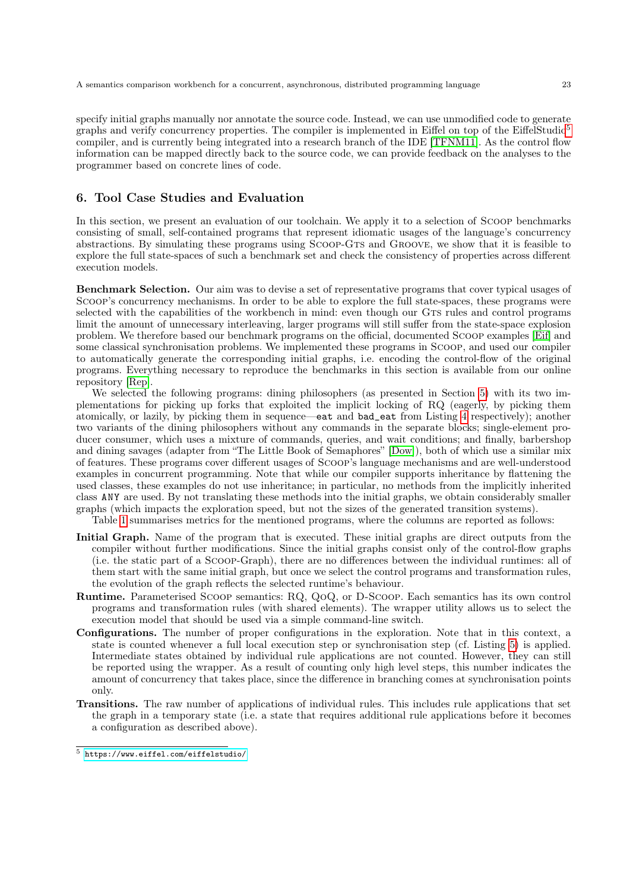specify initial graphs manually nor annotate the source code. Instead, we can use unmodified code to generate graphs and verify concurrency properties. The compiler is implemented in Eiffel on top of the EiffelStudio[5] compiler, and is currently being integrated into a research branch of the IDE [TFNM11]. As the control flow information can be mapped directly back to the source code, we can provide feedback on the analyses to the programmer based on concrete lines of code.

## 6. Tool Case Studies and Evaluation

In this section, we present an evaluation of our toolchain. We apply it to a selection of Scoop benchmarks consisting of small, self-contained programs that represent idiomatic usages of the language's concurrency abstractions. By simulating these programs using Scoop-Gts and Groove, we show that it is feasible to explore the full state-spaces of such a benchmark set and check the consistency of properties across different execution models.

**Benchmark Selection.** Our aim was to devise a set of representative programs that cover typical usages of Scoop's concurrency mechanisms. In order to be able to explore the full state-spaces, these programs were selected with the capabilities of the workbench in mind: even though our Gts rules and control programs limit the amount of unnecessary interleaving, larger programs will still suffer from the state-space explosion problem. We therefore based our benchmark programs on the official, documented Scoop examples [Eif] and some classical synchronisation problems. We implemented these programs in Scoop, and used our compiler to automatically generate the corresponding initial graphs, i.e. encoding the control-flow of the original programs. Everything necessary to reproduce the benchmarks in this section is available from our online repository [Rep].

We selected the following programs: dining philosophers (as presented in Section 5) with its two implementations for picking up forks that exploited the implicit locking of RQ (eagerly, by picking them atomically, or lazily, by picking them in sequence—`eat` and `bad_eat` from Listing 4 respectively); another two variants of the dining philosophers without any commands in the separate blocks; single-element producer consumer, which uses a mixture of commands, queries, and wait conditions; and finally, barbershop and dining savages (adapter from "The Little Book of Semaphores" [Dow]), both of which use a similar mix of features. These programs cover different usages of Scoop's language mechanisms and are well-understood examples in concurrent programming. Note that while our compiler supports inheritance by flattening the used classes, these examples do not use inheritance; in particular, no methods from the implicitly inherited class `ANY` are used. By not translating these methods into the initial graphs, we obtain considerably smaller graphs (which impacts the exploration speed, but not the sizes of the generated transition systems).

Table 1 summarises metrics for the mentioned programs, where the columns are reported as follows:

**Initial Graph.** Name of the program that is executed. These initial graphs are direct outputs from the compiler without further modifications. Since the initial graphs consist only of the control-flow graphs (i.e. the static part of a Scoop-Graph), there are no differences between the individual runtimes: all of them start with the same initial graph, but once we select the control programs and transformation rules, the evolution of the graph reflects the selected runtime's behaviour.

**Runtime.** Parameterised Scoop semantics: RQ, QoQ, or D-Scoop. Each semantics has its own control programs and transformation rules (with shared elements). The wrapper utility allows us to select the execution model that should be used via a simple command-line switch.

**Configurations.** The number of proper configurations in the exploration. Note that in this context, a state is counted whenever a full local execution step or synchronisation step (cf. Listing 5) is applied. Intermediate states obtained by individual rule applications are not counted. However, they can still be reported using the wrapper. As a result of counting only high level steps, this number indicates the amount of concurrency that takes place, since the difference in branching comes at synchronisation points only.

**Transitions.** The raw number of applications of individual rules. This includes rule applications that set the graph in a temporary state (i.e. a state that requires additional rule applications before it becomes a configuration as described above).

[5] https://www.eiffel.com/eiffelstudio/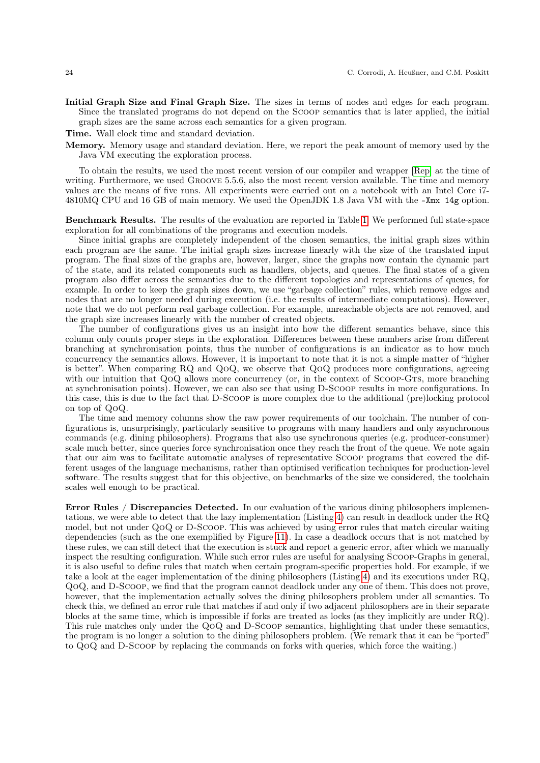**Initial Graph Size and Final Graph Size.** The sizes in terms of nodes and edges for each program. Since the translated programs do not depend on the SCOOP semantics that is later applied, the initial graph sizes are the same across each semantics for a given program.

**Time.** Wall clock time and standard deviation.

**Memory.** Memory usage and standard deviation. Here, we report the peak amount of memory used by the Java VM executing the exploration process.

To obtain the results, we used the most recent version of our compiler and wrapper [Rep] at the time of writing. Furthermore, we used GROOVE 5.5.6, also the most recent version available. The time and memory values are the means of five runs. All experiments were carried out on a notebook with an Intel Core i7-4810MQ CPU and 16 GB of main memory. We used the OpenJDK 1.8 Java VM with the `-Xmx 14g` option.

**Benchmark Results.** The results of the evaluation are reported in Table 1. We performed full state-space exploration for all combinations of the programs and execution models.

Since initial graphs are completely independent of the chosen semantics, the initial graph sizes within each program are the same. The initial graph sizes increase linearly with the size of the translated input program. The final sizes of the graphs are, however, larger, since the graphs now contain the dynamic part of the state, and its related components such as handlers, objects, and queues. The final states of a given program also differ across the semantics due to the different topologies and representations of queues, for example. In order to keep the graph sizes down, we use "garbage collection" rules, which remove edges and nodes that are no longer needed during execution (i.e. the results of intermediate computations). However, note that we do not perform real garbage collection. For example, unreachable objects are not removed, and the graph size increases linearly with the number of created objects.

The number of configurations gives us an insight into how the different semantics behave, since this column only counts proper steps in the exploration. Differences between these numbers arise from different branching at synchronisation points, thus the number of configurations is an indicator as to how much concurrency the semantics allows. However, it is important to note that it is not a simple matter of "higher is better". When comparing RQ and QOQ, we observe that QOQ produces more configurations, agreeing with our intuition that QOQ allows more concurrency (or, in the context of SCOOP-GTS, more branching at synchronisation points). However, we can also see that using D-SCOOP results in more configurations. In this case, this is due to the fact that D-SCOOP is more complex due to the additional (pre)locking protocol on top of QOQ.

The time and memory columns show the raw power requirements of our toolchain. The number of configurations is, unsurprisingly, particularly sensitive to programs with many handlers and only asynchronous commands (e.g. dining philosophers). Programs that also use synchronous queries (e.g. producer-consumer) scale much better, since queries force synchronisation once they reach the front of the queue. We note again that our aim was to facilitate automatic analyses of representative SCOOP programs that covered the different usages of the language mechanisms, rather than optimised verification techniques for production-level software. The results suggest that for this objective, on benchmarks of the size we considered, the toolchain scales well enough to be practical.

**Error Rules / Discrepancies Detected.** In our evaluation of the various dining philosophers implementations, we were able to detect that the lazy implementation (Listing 4) can result in deadlock under the RQ model, but not under QOQ or D-SCOOP. This was achieved by using error rules that match circular waiting dependencies (such as the one exemplified by Figure 11). In case a deadlock occurs that is not matched by these rules, we can still detect that the execution is stuck and report a generic error, after which we manually inspect the resulting configuration. While such error rules are useful for analysing SCOOP-Graphs in general, it is also useful to define rules that match when certain program-specific properties hold. For example, if we take a look at the eager implementation of the dining philosophers (Listing 4) and its executions under RQ, QOQ, and D-SCOOP, we find that the program cannot deadlock under any one of them. This does not prove, however, that the implementation actually solves the dining philosophers problem under all semantics. To check this, we defined an error rule that matches if and only if two adjacent philosophers are in their separate blocks at the same time, which is impossible if forks are treated as locks (as they implicitly are under RQ). This rule matches only under the QOQ and D-SCOOP semantics, highlighting that under these semantics, the program is no longer a solution to the dining philosophers problem. (We remark that it can be "ported" to QOQ and D-SCOOP by replacing the commands on forks with queries, which force the waiting.)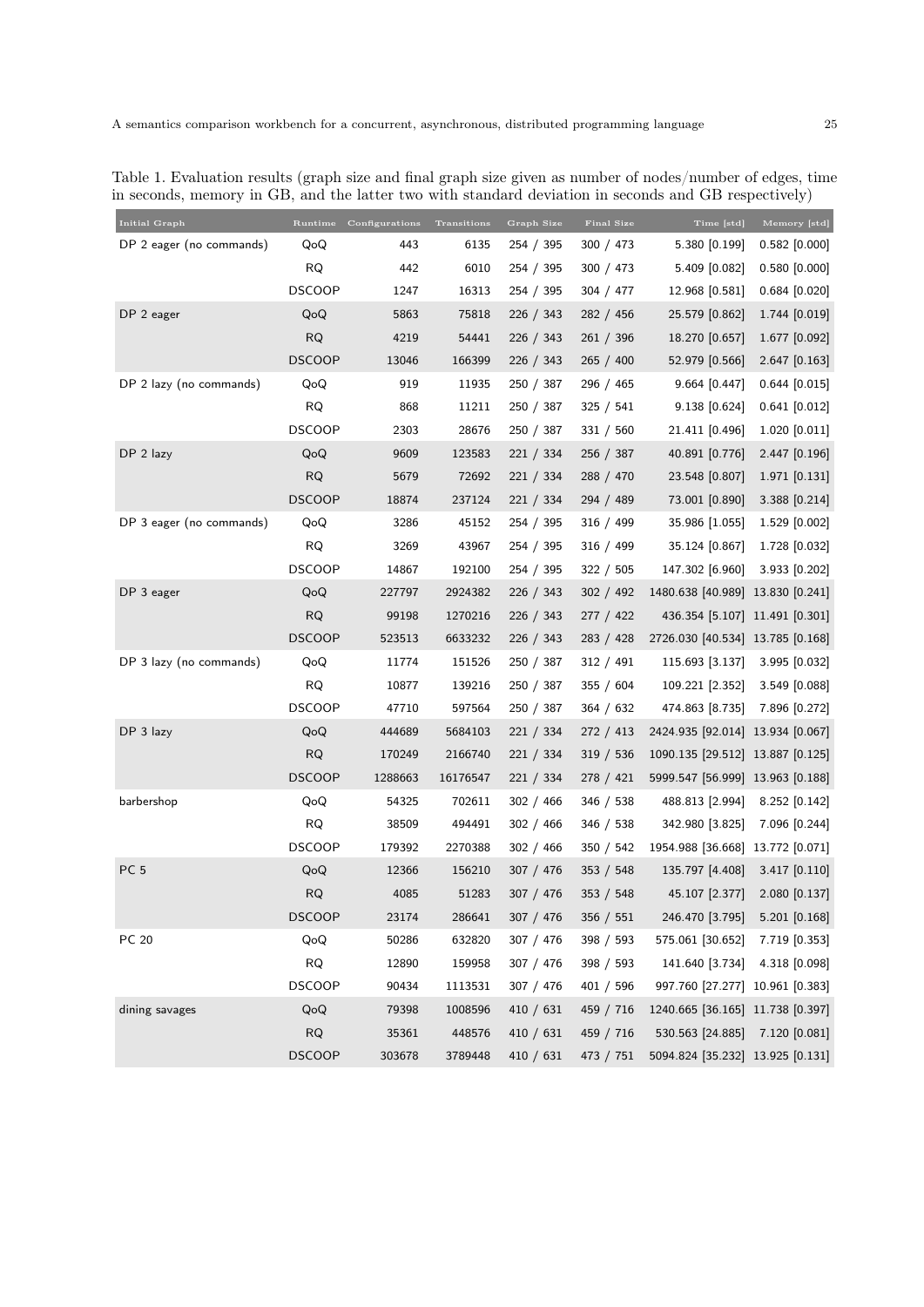Table 1. Evaluation results (graph size and final graph size given as number of nodes/number of edges, time in seconds, memory in GB, and the latter two with standard deviation in seconds and GB respectively)

| Initial Graph | Runtime | Configurations | Transitions | Graph Size | Final Size | Time [std] | Memory [std] |
|---|---|---|---|---|---|---|---|
| DP 2 eager (no commands) | QoQ | 443 | 6135 | 254 / 395 | 300 / 473 | 5.380 [0.199] | 0.582 [0.000] |
| | RQ | 442 | 6010 | 254 / 395 | 300 / 473 | 5.409 [0.082] | 0.580 [0.000] |
| | DSCOOP | 1247 | 16313 | 254 / 395 | 304 / 477 | 12.968 [0.581] | 0.684 [0.020] |
| DP 2 eager | QoQ | 5863 | 75818 | 226 / 343 | 282 / 456 | 25.579 [0.862] | 1.744 [0.019] |
| | RQ | 4219 | 54441 | 226 / 343 | 261 / 396 | 18.270 [0.657] | 1.677 [0.092] |
| | DSCOOP | 13046 | 166399 | 226 / 343 | 265 / 400 | 52.979 [0.566] | 2.647 [0.163] |
| DP 2 lazy (no commands) | QoQ | 919 | 11935 | 250 / 387 | 296 / 465 | 9.664 [0.447] | 0.644 [0.015] |
| | RQ | 868 | 11211 | 250 / 387 | 325 / 541 | 9.138 [0.624] | 0.641 [0.012] |
| | DSCOOP | 2303 | 28676 | 250 / 387 | 331 / 560 | 21.411 [0.496] | 1.020 [0.011] |
| DP 2 lazy | QoQ | 9609 | 123583 | 221 / 334 | 256 / 387 | 40.891 [0.776] | 2.447 [0.196] |
| | RQ | 5679 | 72692 | 221 / 334 | 288 / 470 | 23.548 [0.807] | 1.971 [0.131] |
| | DSCOOP | 18874 | 237124 | 221 / 334 | 294 / 489 | 73.001 [0.890] | 3.388 [0.214] |
| DP 3 eager (no commands) | QoQ | 3286 | 45152 | 254 / 395 | 316 / 499 | 35.986 [1.055] | 1.529 [0.002] |
| | RQ | 3269 | 43967 | 254 / 395 | 316 / 499 | 35.124 [0.867] | 1.728 [0.032] |
| | DSCOOP | 14867 | 192100 | 254 / 395 | 322 / 505 | 147.302 [6.960] | 3.933 [0.202] |
| DP 3 eager | QoQ | 227797 | 2924382 | 226 / 343 | 302 / 492 | 1480.638 [40.989] | 13.830 [0.241] |
| | RQ | 99198 | 1270216 | 226 / 343 | 277 / 422 | 436.354 [5.107] | 11.491 [0.301] |
| | DSCOOP | 523513 | 6633232 | 226 / 343 | 283 / 428 | 2726.030 [40.534] | 13.785 [0.168] |
| DP 3 lazy (no commands) | QoQ | 11774 | 151526 | 250 / 387 | 312 / 491 | 115.693 [3.137] | 3.995 [0.032] |
| | RQ | 10877 | 139216 | 250 / 387 | 355 / 604 | 109.221 [2.352] | 3.549 [0.088] |
| | DSCOOP | 47710 | 597564 | 250 / 387 | 364 / 632 | 474.863 [8.735] | 7.896 [0.272] |
| DP 3 lazy | QoQ | 444689 | 5684103 | 221 / 334 | 272 / 413 | 2424.935 [92.014] | 13.934 [0.067] |
| | RQ | 170249 | 2166740 | 221 / 334 | 319 / 536 | 1090.135 [29.512] | 13.887 [0.125] |
| | DSCOOP | 1288663 | 16176547 | 221 / 334 | 278 / 421 | 5999.547 [56.999] | 13.963 [0.188] |
| barbershop | QoQ | 54325 | 702611 | 302 / 466 | 346 / 538 | 488.813 [2.994] | 8.252 [0.142] |
| | RQ | 38509 | 494491 | 302 / 466 | 346 / 538 | 342.980 [3.825] | 7.096 [0.244] |
| | DSCOOP | 179392 | 2270388 | 302 / 466 | 350 / 542 | 1954.988 [36.668] | 13.772 [0.071] |
| PC 5 | QoQ | 12366 | 156210 | 307 / 476 | 353 / 548 | 135.797 [4.408] | 3.417 [0.110] |
| | RQ | 4085 | 51283 | 307 / 476 | 353 / 548 | 45.107 [2.377] | 2.080 [0.137] |
| | DSCOOP | 23174 | 286641 | 307 / 476 | 356 / 551 | 246.470 [3.795] | 5.201 [0.168] |
| PC 20 | QoQ | 50286 | 632820 | 307 / 476 | 398 / 593 | 575.061 [30.652] | 7.719 [0.353] |
| | RQ | 12890 | 159958 | 307 / 476 | 398 / 593 | 141.640 [3.734] | 4.318 [0.098] |
| | DSCOOP | 90434 | 1113531 | 307 / 476 | 401 / 596 | 997.760 [27.277] | 10.961 [0.383] |
| dining savages | QoQ | 79398 | 1008596 | 410 / 631 | 459 / 716 | 1240.665 [36.165] | 11.738 [0.397] |
| | RQ | 35361 | 448576 | 410 / 631 | 459 / 716 | 530.563 [24.885] | 7.120 [0.081] |
| | DSCOOP | 303678 | 3789448 | 410 / 631 | 473 / 751 | 5094.824 [35.232] | 13.925 [0.131] |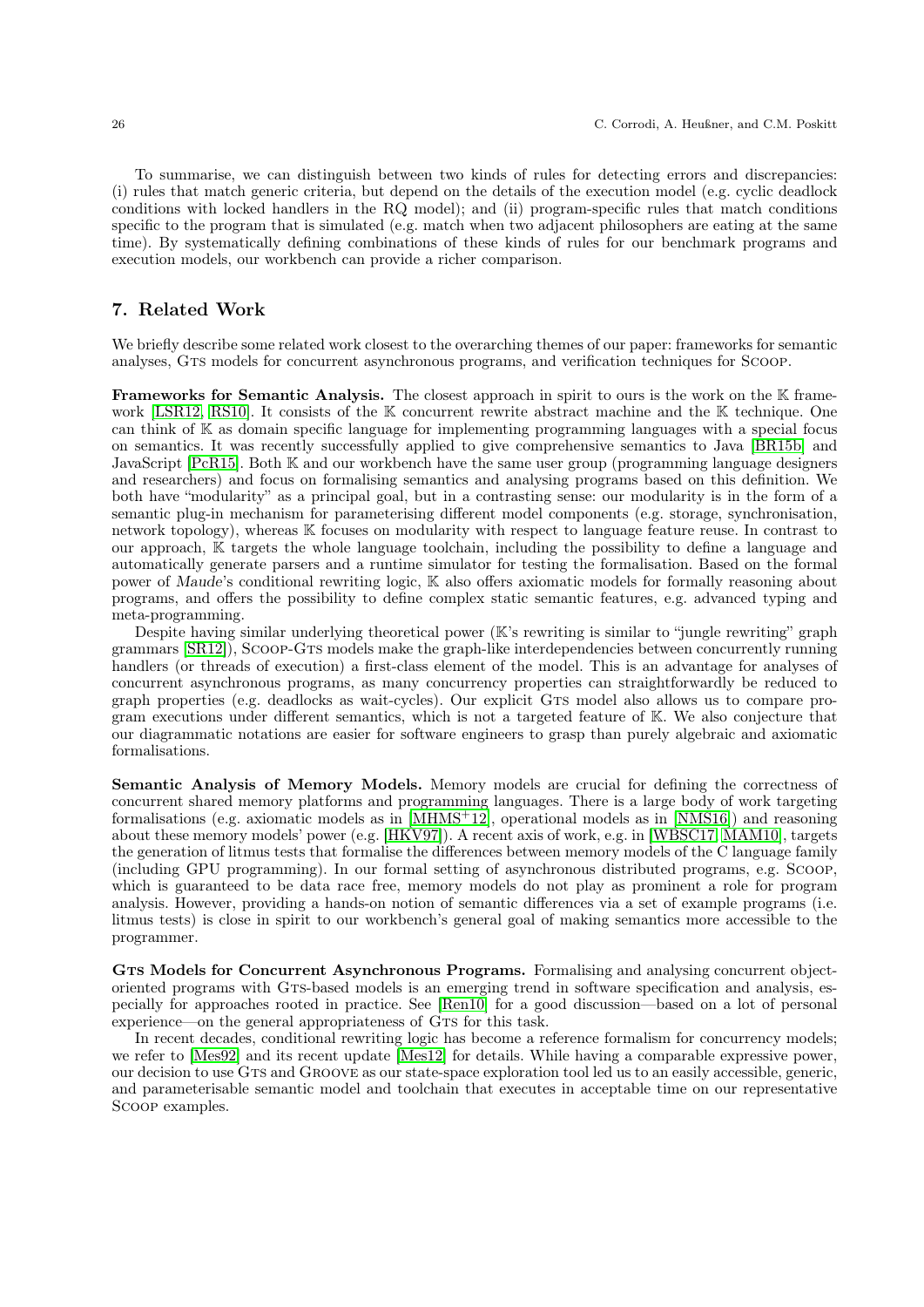To summarise, we can distinguish between two kinds of rules for detecting errors and discrepancies: (i) rules that match generic criteria, but depend on the details of the execution model (e.g. cyclic deadlock conditions with locked handlers in the RQ model); and (ii) program-specific rules that match conditions specific to the program that is simulated (e.g. match when two adjacent philosophers are eating at the same time). By systematically defining combinations of these kinds of rules for our benchmark programs and execution models, our workbench can provide a richer comparison.

## 7. Related Work

We briefly describe some related work closest to the overarching themes of our paper: frameworks for semantic analyses, GTS models for concurrent asynchronous programs, and verification techniques for SCOOP.

**Frameworks for Semantic Analysis.** The closest approach in spirit to ours is the work on the $\mathbb{K}$ framework [LSR12, RS10]. It consists of the $\mathbb{K}$ concurrent rewrite abstract machine and the $\mathbb{K}$ technique. One can think of $\mathbb{K}$ as domain specific language for implementing programming languages with a special focus on semantics. It was recently successfully applied to give comprehensive semantics to Java [BR15b] and JavaScript [PcR15]. Both $\mathbb{K}$ and our workbench have the same user group (programming language designers and researchers) and focus on formalising semantics and analysing programs based on this definition. We both have "modularity" as a principal goal, but in a contrasting sense: our modularity is in the form of a semantic plug-in mechanism for parameterising different model components (e.g. storage, synchronisation, network topology), whereas $\mathbb{K}$ focuses on modularity with respect to language feature reuse. In contrast to our approach, $\mathbb{K}$ targets the whole language toolchain, including the possibility to define a language and automatically generate parsers and a runtime simulator for testing the formalisation. Based on the formal power of *Maude*'s conditional rewriting logic, $\mathbb{K}$ also offers axiomatic models for formally reasoning about programs, and offers the possibility to define complex static semantic features, e.g. advanced typing and meta-programming.

Despite having similar underlying theoretical power ($\mathbb{K}$'s rewriting is similar to "jungle rewriting" graph grammars [SR12]), SCOOP-GTS models make the graph-like interdependencies between concurrently running handlers (or threads of execution) a first-class element of the model. This is an advantage for analyses of concurrent asynchronous programs, as many concurrency properties can straightforwardly be reduced to graph properties (e.g. deadlocks as wait-cycles). Our explicit GTS model also allows us to compare program executions under different semantics, which is not a targeted feature of $\mathbb{K}$. We also conjecture that our diagrammatic notations are easier for software engineers to grasp than purely algebraic and axiomatic formalisations.

**Semantic Analysis of Memory Models.** Memory models are crucial for defining the correctness of concurrent shared memory platforms and programming languages. There is a large body of work targeting formalisations (e.g. axiomatic models as in [MHMS+12], operational models as in [NMS16]) and reasoning about these memory models' power (e.g. [HKV97]). A recent axis of work, e.g. in [WBSC17, MAM10], targets the generation of litmus tests that formalise the differences between memory models of the C language family (including GPU programming). In our formal setting of asynchronous distributed programs, e.g. SCOOP, which is guaranteed to be data race free, memory models do not play as prominent a role for program analysis. However, providing a hands-on notion of semantic differences via a set of example programs (i.e. litmus tests) is close in spirit to our workbench's general goal of making semantics more accessible to the programmer.

**GTS Models for Concurrent Asynchronous Programs.** Formalising and analysing concurrent object-oriented programs with GTS-based models is an emerging trend in software specification and analysis, especially for approaches rooted in practice. See [Ren10] for a good discussion—based on a lot of personal experience—on the general appropriateness of GTS for this task.

In recent decades, conditional rewriting logic has become a reference formalism for concurrency models; we refer to [Mes92] and its recent update [Mes12] for details. While having a comparable expressive power, our decision to use GTS and GROOVE as our state-space exploration tool led us to an easily accessible, generic, and parameterisable semantic model and toolchain that executes in acceptable time on our representative SCOOP examples.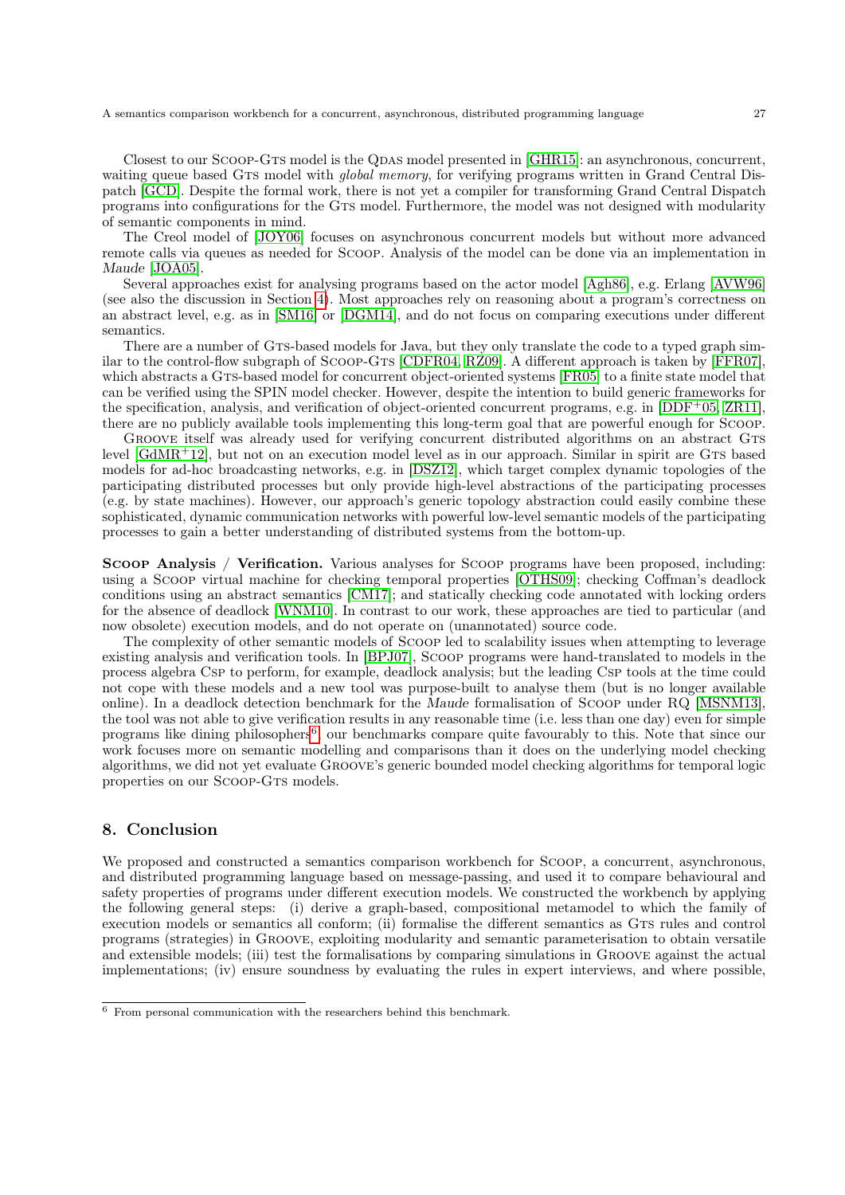Closest to our Scoop-Gts model is the Qdas model presented in [GHR15]: an asynchronous, concurrent, waiting queue based Gts model with *global memory*, for verifying programs written in Grand Central Dispatch [GCD]. Despite the formal work, there is not yet a compiler for transforming Grand Central Dispatch programs into configurations for the Gts model. Furthermore, the model was not designed with modularity of semantic components in mind.

The Creol model of [JOY06] focuses on asynchronous concurrent models but without more advanced remote calls via queues as needed for Scoop. Analysis of the model can be done via an implementation in *Maude* [JOA05].

Several approaches exist for analysing programs based on the actor model [Agh86], e.g. Erlang [AVW96] (see also the discussion in Section 4). Most approaches rely on reasoning about a program's correctness on an abstract level, e.g. as in [SM16] or [DGM14], and do not focus on comparing executions under different semantics.

There are a number of Gts-based models for Java, but they only translate the code to a typed graph similar to the control-flow subgraph of Scoop-Gts [CDFR04, RZ09]. A different approach is taken by [FFR07], which abstracts a Gts-based model for concurrent object-oriented systems [FR05] to a finite state model that can be verified using the SPIN model checker. However, despite the intention to build generic frameworks for the specification, analysis, and verification of object-oriented concurrent programs, e.g. in [DDF+05, ZR11], there are no publicly available tools implementing this long-term goal that are powerful enough for Scoop.

Groove itself was already used for verifying concurrent distributed algorithms on an abstract Gts level [GdMR+12], but not on an execution model level as in our approach. Similar in spirit are Gts based models for ad-hoc broadcasting networks, e.g. in [DSZ12], which target complex dynamic topologies of the participating distributed processes but only provide high-level abstractions of the participating processes (e.g. by state machines). However, our approach's generic topology abstraction could easily combine these sophisticated, dynamic communication networks with powerful low-level semantic models of the participating processes to gain a better understanding of distributed systems from the bottom-up.

**Scoop Analysis / Verification.** Various analyses for Scoop programs have been proposed, including: using a Scoop virtual machine for checking temporal properties [OTHS09]; checking Coffman's deadlock conditions using an abstract semantics [CM17]; and statically checking code annotated with locking orders for the absence of deadlock [WNM10]. In contrast to our work, these approaches are tied to particular (and now obsolete) execution models, and do not operate on (unannotated) source code.

The complexity of other semantic models of Scoop led to scalability issues when attempting to leverage existing analysis and verification tools. In [BPJ07], Scoop programs were hand-translated to models in the process algebra Csp to perform, for example, deadlock analysis; but the leading Csp tools at the time could not cope with these models and a new tool was purpose-built to analyse them (but is no longer available online). In a deadlock detection benchmark for the *Maude* formalisation of Scoop under RQ [MSNM13], the tool was not able to give verification results in any reasonable time (i.e. less than one day) even for simple programs like dining philosophers[6]; our benchmarks compare quite favourably to this. Note that since our work focuses more on semantic modelling and comparisons than it does on the underlying model checking algorithms, we did not yet evaluate Groove's generic bounded model checking algorithms for temporal logic properties on our Scoop-Gts models.

## 8. Conclusion

We proposed and constructed a semantics comparison workbench for Scoop, a concurrent, asynchronous, and distributed programming language based on message-passing, and used it to compare behavioural and safety properties of programs under different execution models. We constructed the workbench by applying the following general steps: (i) derive a graph-based, compositional metamodel to which the family of execution models or semantics all conform; (ii) formalise the different semantics as Gts rules and control programs (strategies) in Groove, exploiting modularity and semantic parameterisation to obtain versatile and extensible models; (iii) test the formalisations by comparing simulations in Groove against the actual implementations; (iv) ensure soundness by evaluating the rules in expert interviews, and where possible,

[6] From personal communication with the researchers behind this benchmark.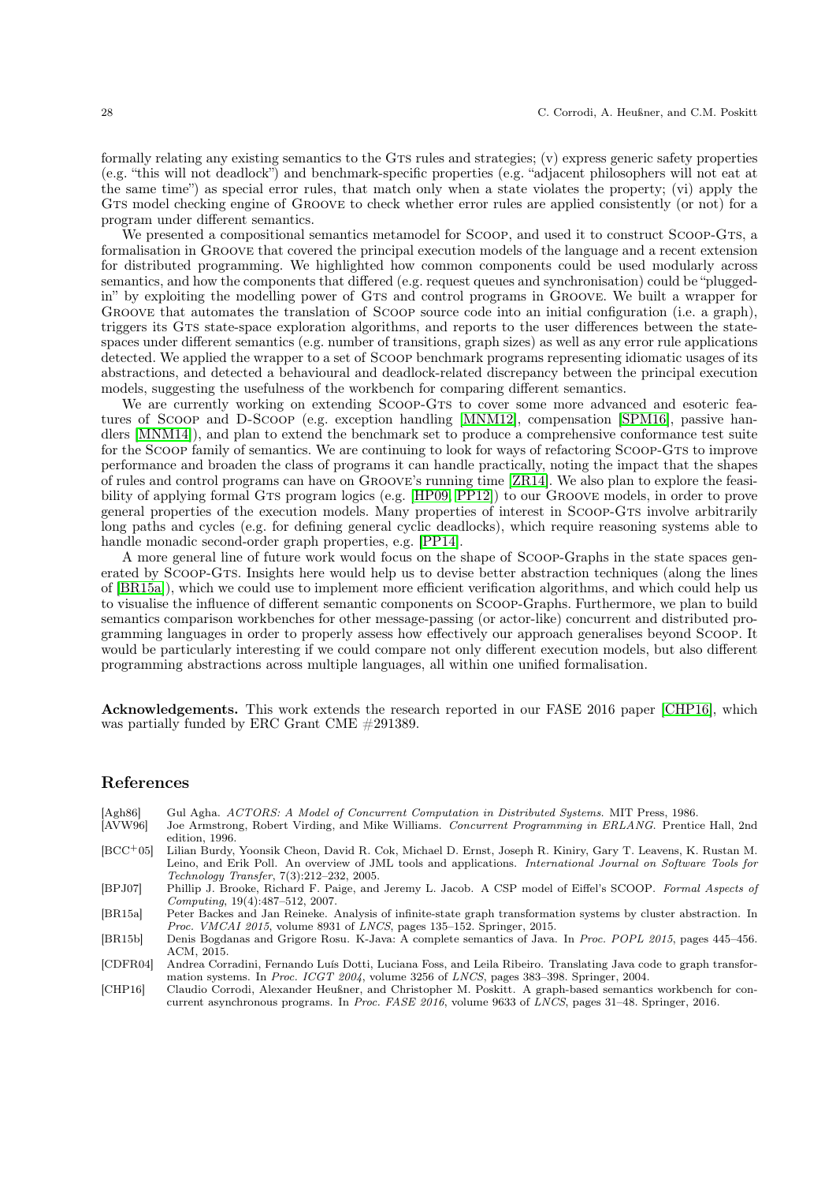formally relating any existing semantics to the GTS rules and strategies; (v) express generic safety properties (e.g. "this will not deadlock") and benchmark-specific properties (e.g. "adjacent philosophers will not eat at the same time") as special error rules, that match only when a state violates the property; (vi) apply the GTS model checking engine of GROOVE to check whether error rules are applied consistently (or not) for a program under different semantics.

We presented a compositional semantics metamodel for SCOOP, and used it to construct SCOOP-GTS, a formalisation in GROOVE that covered the principal execution models of the language and a recent extension for distributed programming. We highlighted how common components could be used modularly across semantics, and how the components that differed (e.g. request queues and synchronisation) could be "plugged-in" by exploiting the modelling power of GTS and control programs in GROOVE. We built a wrapper for GROOVE that automates the translation of SCOOP source code into an initial configuration (i.e. a graph), triggers its GTS state-space exploration algorithms, and reports to the user differences between the state-spaces under different semantics (e.g. number of transitions, graph sizes) as well as any error rule applications detected. We applied the wrapper to a set of SCOOP benchmark programs representing idiomatic usages of its abstractions, and detected a behavioural and deadlock-related discrepancy between the principal execution models, suggesting the usefulness of the workbench for comparing different semantics.

We are currently working on extending SCOOP-GTS to cover some more advanced and esoteric features of SCOOP and D-SCOOP (e.g. exception handling [MNM12], compensation [SPM16], passive handlers [MNM14]), and plan to extend the benchmark set to produce a comprehensive conformance test suite for the SCOOP family of semantics. We are continuing to look for ways of refactoring SCOOP-GTS to improve performance and broaden the class of programs it can handle practically, noting the impact that the shapes of rules and control programs can have on GROOVE's running time [ZR14]. We also plan to explore the feasibility of applying formal GTS program logics (e.g. [HP09, PP12]) to our GROOVE models, in order to prove general properties of the execution models. Many properties of interest in SCOOP-GTS involve arbitrarily long paths and cycles (e.g. for defining general cyclic deadlocks), which require reasoning systems able to handle monadic second-order graph properties, e.g. [PP14].

A more general line of future work would focus on the shape of SCOOP-Graphs in the state spaces generated by SCOOP-GTS. Insights here would help us to devise better abstraction techniques (along the lines of [BR15a]), which we could use to implement more efficient verification algorithms, and which could help us to visualise the influence of different semantic components on SCOOP-Graphs. Furthermore, we plan to build semantics comparison workbenches for other message-passing (or actor-like) concurrent and distributed programming languages in order to properly assess how effectively our approach generalises beyond SCOOP. It would be particularly interesting if we could compare not only different execution models, but also different programming abstractions across multiple languages, all within one unified formalisation.

**Acknowledgements.** This work extends the research reported in our FASE 2016 paper [CHP16], which was partially funded by ERC Grant CME #291389.

## References

[Agh86] Gul Agha. *ACTORS: A Model of Concurrent Computation in Distributed Systems.* MIT Press, 1986.

[AVW96] Joe Armstrong, Robert Virding, and Mike Williams. *Concurrent Programming in ERLANG.* Prentice Hall, 2nd edition, 1996.

[BCC+05] Lilian Burdy, Yoonsik Cheon, David R. Cok, Michael D. Ernst, Joseph R. Kiniry, Gary T. Leavens, K. Rustan M. Leino, and Erik Poll. An overview of JML tools and applications. *International Journal on Software Tools for Technology Transfer*, 7(3):212–232, 2005.

[BPJ07] Phillip J. Brooke, Richard F. Paige, and Jeremy L. Jacob. A CSP model of Eiffel's SCOOP. *Formal Aspects of Computing*, 19(4):487–512, 2007.

[BR15a] Peter Backes and Jan Reineke. Analysis of infinite-state graph transformation systems by cluster abstraction. In *Proc. VMCAI 2015*, volume 8931 of *LNCS*, pages 135–152. Springer, 2015.

[BR15b] Denis Bogdanas and Grigore Rosu. K-Java: A complete semantics of Java. In *Proc. POPL 2015*, pages 445–456. ACM, 2015.

[CDFR04] Andrea Corradini, Fernando Luís Dotti, Luciana Foss, and Leila Ribeiro. Translating Java code to graph transformation systems. In *Proc. ICGT 2004*, volume 3256 of *LNCS*, pages 383–398. Springer, 2004.

[CHP16] Claudio Corrodi, Alexander Heußner, and Christopher M. Poskitt. A graph-based semantics workbench for concurrent asynchronous programs. In *Proc. FASE 2016*, volume 9633 of *LNCS*, pages 31–48. Springer, 2016.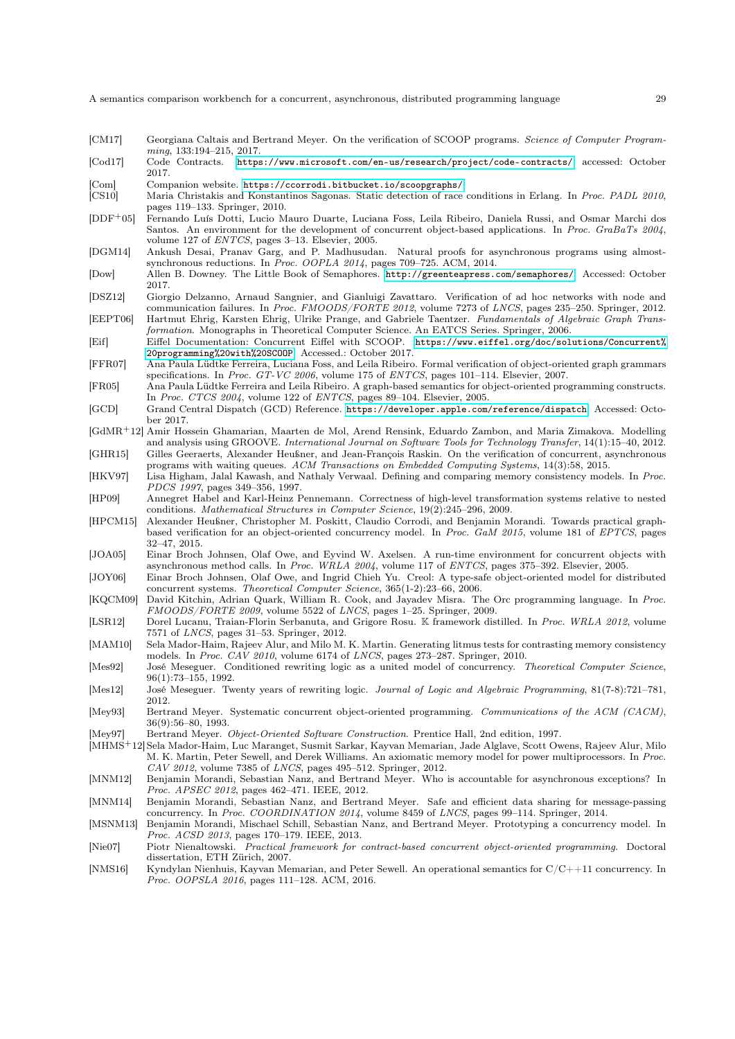[CM17] Georgiana Caltais and Bertrand Meyer. On the verification of SCOOP programs. *Science of Computer Programming*, 133:194–215, 2017.

[Cod17] Code Contracts. https://www.microsoft.com/en-us/research/project/code-contracts/ accessed: October 2017.

[Com] Companion website. https://ccorrodi.bitbucket.io/scoopgraphs/

[CS10] Maria Christakis and Konstantinos Sagonas. Static detection of race conditions in Erlang. In *Proc. PADL 2010*, pages 119–133. Springer, 2010.

[DDF+05] Fernando Luís Dotti, Lucio Mauro Duarte, Luciana Foss, Leila Ribeiro, Daniela Russi, and Osmar Marchi dos Santos. An environment for the development of concurrent object-based applications. In *Proc. GraBaTs 2004*, volume 127 of *ENTCS*, pages 3–13. Elsevier, 2005.

[DGM14] Ankush Desai, Pranav Garg, and P. Madhusudan. Natural proofs for asynchronous programs using almost-synchronous reductions. In *Proc. OOPLA 2014*, pages 709–725. ACM, 2014.

[Dow] Allen B. Downey. The Little Book of Semaphores. http://greenteapress.com/semaphores/ Accessed: October 2017.

[DSZ12] Giorgio Delzanno, Arnaud Sangnier, and Gianluigi Zavattaro. Verification of ad hoc networks with node and communication failures. In *Proc. FMOODS/FORTE 2012*, volume 7273 of *LNCS*, pages 235–250. Springer, 2012.

[EEPT06] Hartmut Ehrig, Karsten Ehrig, Ulrike Prange, and Gabriele Taentzer. *Fundamentals of Algebraic Graph Transformation*. Monographs in Theoretical Computer Science. An EATCS Series. Springer, 2006.

[Eif] Eiffel Documentation: Concurrent Eiffel with SCOOP. https://www.eiffel.org/doc/solutions/Concurrent%20programming%20with%20SCOOP Accessed.: October 2017.

[FFR07] Ana Paula Lüdtke Ferreira, Luciana Foss, and Leila Ribeiro. Formal verification of object-oriented graph grammars specifications. In *Proc. GT-VC 2006*, volume 175 of *ENTCS*, pages 101–114. Elsevier, 2007.

[FR05] Ana Paula Lüdtke Ferreira and Leila Ribeiro. A graph-based semantics for object-oriented programming constructs. In *Proc. CTCS 2004*, volume 122 of *ENTCS*, pages 89–104. Elsevier, 2005.

[GCD] Grand Central Dispatch (GCD) Reference. https://developer.apple.com/reference/dispatch Accessed: October 2017.

[GdMR+12] Amir Hossein Ghamarian, Maarten de Mol, Arend Rensink, Eduardo Zambon, and Maria Zimakova. Modelling and analysis using GROOVE. *International Journal on Software Tools for Technology Transfer*, 14(1):15–40, 2012.

[GHR15] Gilles Geeraerts, Alexander Heußner, and Jean-François Raskin. On the verification of concurrent, asynchronous programs with waiting queues. *ACM Transactions on Embedded Computing Systems*, 14(3):58, 2015.

[HKV97] Lisa Higham, Jalal Kawash, and Nathaly Verwaal. Defining and comparing memory consistency models. In *Proc. PDCS 1997*, pages 349–356, 1997.

[HP09] Annegret Habel and Karl-Heinz Pennemann. Correctness of high-level transformation systems relative to nested conditions. *Mathematical Structures in Computer Science*, 19(2):245–296, 2009.

[HPCM15] Alexander Heußner, Christopher M. Poskitt, Claudio Corrodi, and Benjamin Morandi. Towards practical graph-based verification for an object-oriented concurrency model. In *Proc. GaM 2015*, volume 181 of *EPTCS*, pages 32–47, 2015.

[JOA05] Einar Broch Johnsen, Olaf Owe, and Eyvind W. Axelsen. A run-time environment for concurrent objects with asynchronous method calls. In *Proc. WRLA 2004*, volume 117 of *ENTCS*, pages 375–392. Elsevier, 2005.

[JOY06] Einar Broch Johnsen, Olaf Owe, and Ingrid Chieh Yu. Creol: A type-safe object-oriented model for distributed concurrent systems. *Theoretical Computer Science*, 365(1-2):23–66, 2006.

[KQCM09] David Kitchin, Adrian Quark, William R. Cook, and Jayadev Misra. The Orc programming language. In *Proc. FMOODS/FORTE 2009*, volume 5522 of *LNCS*, pages 1–25. Springer, 2009.

[LSR12] Dorel Lucanu, Traian-Florin Serbanuta, and Grigore Rosu. $\mathbb{K}$ framework distilled. In *Proc. WRLA 2012*, volume 7571 of *LNCS*, pages 31–53. Springer, 2012.

[MAM10] Sela Mador-Haim, Rajeev Alur, and Milo M. K. Martin. Generating litmus tests for contrasting memory consistency models. In *Proc. CAV 2010*, volume 6174 of *LNCS*, pages 273–287. Springer, 2010.

[Mes92] José Meseguer. Conditioned rewriting logic as a united model of concurrency. *Theoretical Computer Science*, 96(1):73–155, 1992.

[Mes12] José Meseguer. Twenty years of rewriting logic. *Journal of Logic and Algebraic Programming*, 81(7-8):721–781, 2012.

[Mey93] Bertrand Meyer. Systematic concurrent object-oriented programming. *Communications of the ACM (CACM)*, 36(9):56–80, 1993.

[Mey97] Bertrand Meyer. *Object-Oriented Software Construction*. Prentice Hall, 2nd edition, 1997.

[MHMS+12] Sela Mador-Haim, Luc Maranget, Susmit Sarkar, Kayvan Memarian, Jade Alglave, Scott Owens, Rajeev Alur, Milo M. K. Martin, Peter Sewell, and Derek Williams. An axiomatic memory model for power multiprocessors. In *Proc. CAV 2012*, volume 7385 of *LNCS*, pages 495–512. Springer, 2012.

[MNM12] Benjamin Morandi, Sebastian Nanz, and Bertrand Meyer. Who is accountable for asynchronous exceptions? In *Proc. APSEC 2012*, pages 462–471. IEEE, 2012.

[MNM14] Benjamin Morandi, Sebastian Nanz, and Bertrand Meyer. Safe and efficient data sharing for message-passing concurrency. In *Proc. COORDINATION 2014*, volume 8459 of *LNCS*, pages 99–114. Springer, 2014.

[MSNM13] Benjamin Morandi, Mischael Schill, Sebastian Nanz, and Bertrand Meyer. Prototyping a concurrency model. In *Proc. ACSD 2013*, pages 170–179. IEEE, 2013.

[Nie07] Piotr Nienaltowski. *Practical framework for contract-based concurrent object-oriented programming*. Doctoral dissertation, ETH Zürich, 2007.

[NMS16] Kyndylan Nienhuis, Kayvan Memarian, and Peter Sewell. An operational semantics for C/C++11 concurrency. In *Proc. OOPSLA 2016*, pages 111–128. ACM, 2016.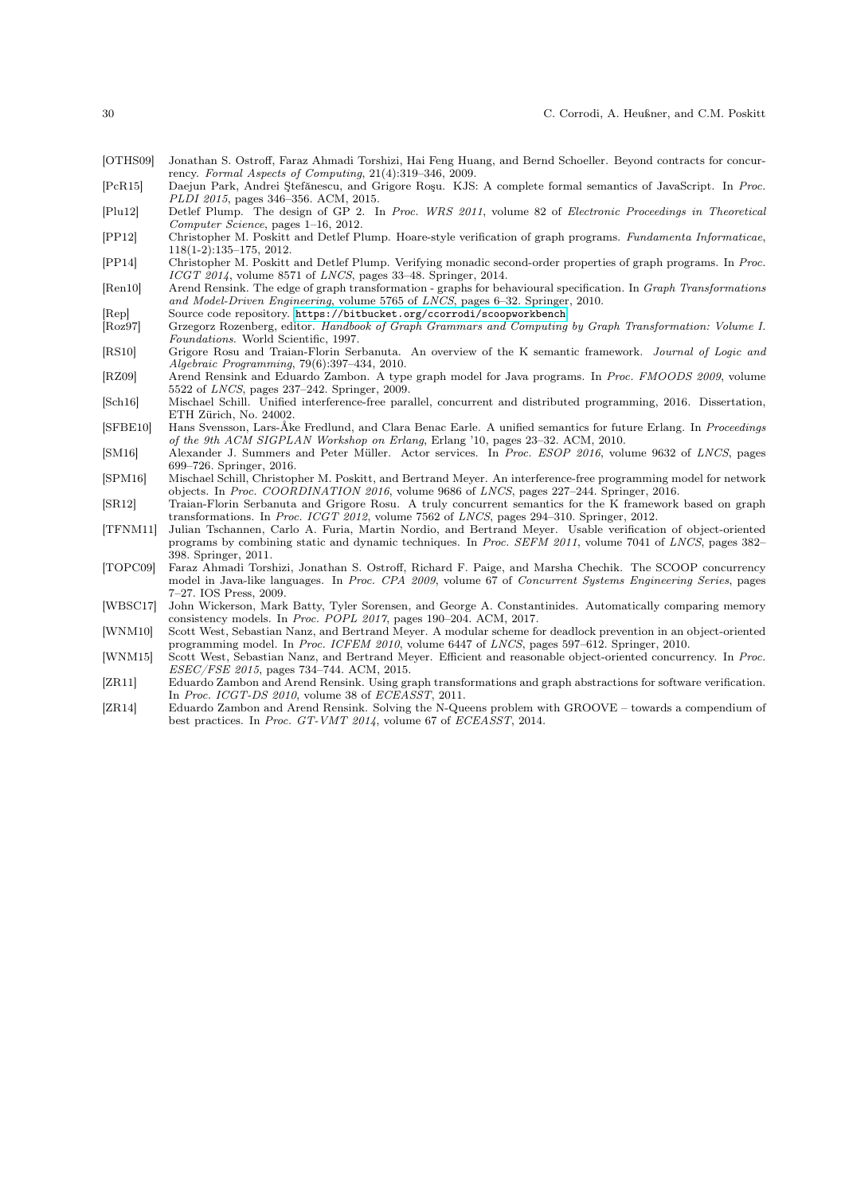[OTHS09] Jonathan S. Ostroff, Faraz Ahmadi Torshizi, Hai Feng Huang, and Bernd Schoeller. Beyond contracts for concurrency. *Formal Aspects of Computing*, 21(4):319–346, 2009.

[PcR15] Daejun Park, Andrei Ştefănescu, and Grigore Roşu. KJS: A complete formal semantics of JavaScript. In *Proc. PLDI 2015*, pages 346–356. ACM, 2015.

[Plu12] Detlef Plump. The design of GP 2. In *Proc. WRS 2011*, volume 82 of *Electronic Proceedings in Theoretical Computer Science*, pages 1–16, 2012.

[PP12] Christopher M. Poskitt and Detlef Plump. Hoare-style verification of graph programs. *Fundamenta Informaticae*, 118(1-2):135–175, 2012.

[PP14] Christopher M. Poskitt and Detlef Plump. Verifying monadic second-order properties of graph programs. In *Proc. ICGT 2014*, volume 8571 of *LNCS*, pages 33–48. Springer, 2014.

[Ren10] Arend Rensink. The edge of graph transformation - graphs for behavioural specification. In *Graph Transformations and Model-Driven Engineering*, volume 5765 of *LNCS*, pages 6–32. Springer, 2010.

[Rep] Source code repository. https://bitbucket.org/ccorrodi/scoopworkbench.

[Roz97] Grzegorz Rozenberg, editor. *Handbook of Graph Grammars and Computing by Graph Transformation: Volume I. Foundations*. World Scientific, 1997.

[RS10] Grigore Rosu and Traian-Florin Serbanuta. An overview of the K semantic framework. *Journal of Logic and Algebraic Programming*, 79(6):397–434, 2010.

[RZ09] Arend Rensink and Eduardo Zambon. A type graph model for Java programs. In *Proc. FMOODS 2009*, volume 5522 of *LNCS*, pages 237–242. Springer, 2009.

[Sch16] Mischael Schill. Unified interference-free parallel, concurrent and distributed programming, 2016. Dissertation, ETH Zürich, No. 24002.

[SFBE10] Hans Svensson, Lars-Åke Fredlund, and Clara Benac Earle. A unified semantics for future Erlang. In *Proceedings of the 9th ACM SIGPLAN Workshop on Erlang*, Erlang '10, pages 23–32. ACM, 2010.

[SM16] Alexander J. Summers and Peter Müller. Actor services. In *Proc. ESOP 2016*, volume 9632 of *LNCS*, pages 699–726. Springer, 2016.

[SPM16] Mischael Schill, Christopher M. Poskitt, and Bertrand Meyer. An interference-free programming model for network objects. In *Proc. COORDINATION 2016*, volume 9686 of *LNCS*, pages 227–244. Springer, 2016.

[SR12] Traian-Florin Serbanuta and Grigore Rosu. A truly concurrent semantics for the K framework based on graph transformations. In *Proc. ICGT 2012*, volume 7562 of *LNCS*, pages 294–310. Springer, 2012.

[TFNM11] Julian Tschannen, Carlo A. Furia, Martin Nordio, and Bertrand Meyer. Usable verification of object-oriented programs by combining static and dynamic techniques. In *Proc. SEFM 2011*, volume 7041 of *LNCS*, pages 382–398. Springer, 2011.

[TOPC09] Faraz Ahmadi Torshizi, Jonathan S. Ostroff, Richard F. Paige, and Marsha Chechik. The SCOOP concurrency model in Java-like languages. In *Proc. CPA 2009*, volume 67 of *Concurrent Systems Engineering Series*, pages 7–27. IOS Press, 2009.

[WBSC17] John Wickerson, Mark Batty, Tyler Sorensen, and George A. Constantinides. Automatically comparing memory consistency models. In *Proc. POPL 2017*, pages 190–204. ACM, 2017.

[WNM10] Scott West, Sebastian Nanz, and Bertrand Meyer. A modular scheme for deadlock prevention in an object-oriented programming model. In *Proc. ICFEM 2010*, volume 6447 of *LNCS*, pages 597–612. Springer, 2010.

[WNM15] Scott West, Sebastian Nanz, and Bertrand Meyer. Efficient and reasonable object-oriented concurrency. In *Proc. ESEC/FSE 2015*, pages 734–744. ACM, 2015.

[ZR11] Eduardo Zambon and Arend Rensink. Using graph transformations and graph abstractions for software verification. In *Proc. ICGT-DS 2010*, volume 38 of *ECEASST*, 2011.

[ZR14] Eduardo Zambon and Arend Rensink. Solving the N-Queens problem with GROOVE – towards a compendium of best practices. In *Proc. GT-VMT 2014*, volume 67 of *ECEASST*, 2014.